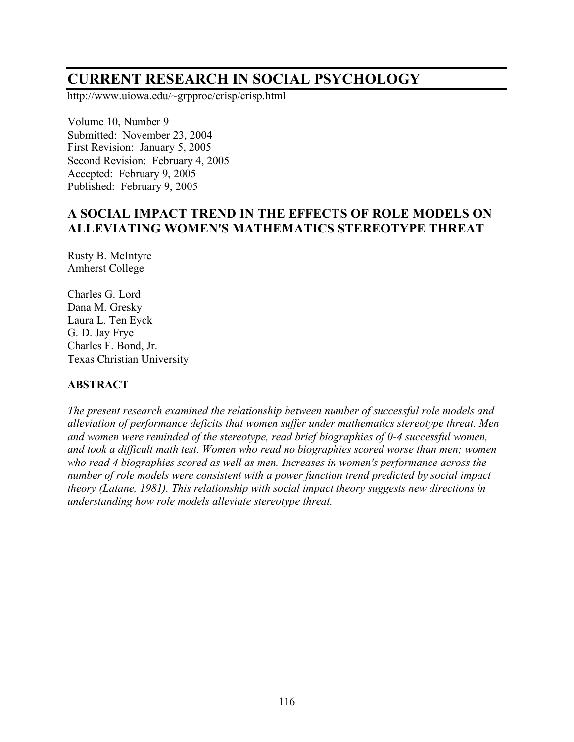# CURRENT RESEARCH IN SOCIAL PSYCHOLOGY

http://www.uiowa.edu/~grpproc/crisp/crisp.html

Volume 10, Number 9
Submitted: November 23, 2004
First Revision: January 5, 2005
Second Revision: February 4, 2005
Accepted: February 9, 2005
Published: February 9, 2005

## A SOCIAL IMPACT TREND IN THE EFFECTS OF ROLE MODELS ON ALLEVIATING WOMEN'S MATHEMATICS STEREOTYPE THREAT

Rusty B. McIntyre
Amherst College

Charles G. Lord
Dana M. Gresky
Laura L. Ten Eyck
G. D. Jay Frye
Charles F. Bond, Jr.
Texas Christian University

### ABSTRACT

*The present research examined the relationship between number of successful role models and alleviation of performance deficits that women suffer under mathematics stereotype threat. Men and women were reminded of the stereotype, read brief biographies of 0-4 successful women, and took a difficult math test. Women who read no biographies scored worse than men; women who read 4 biographies scored as well as men. Increases in women's performance across the number of role models were consistent with a power function trend predicted by social impact theory (Latane, 1981). This relationship with social impact theory suggests new directions in understanding how role models alleviate stereotype threat.*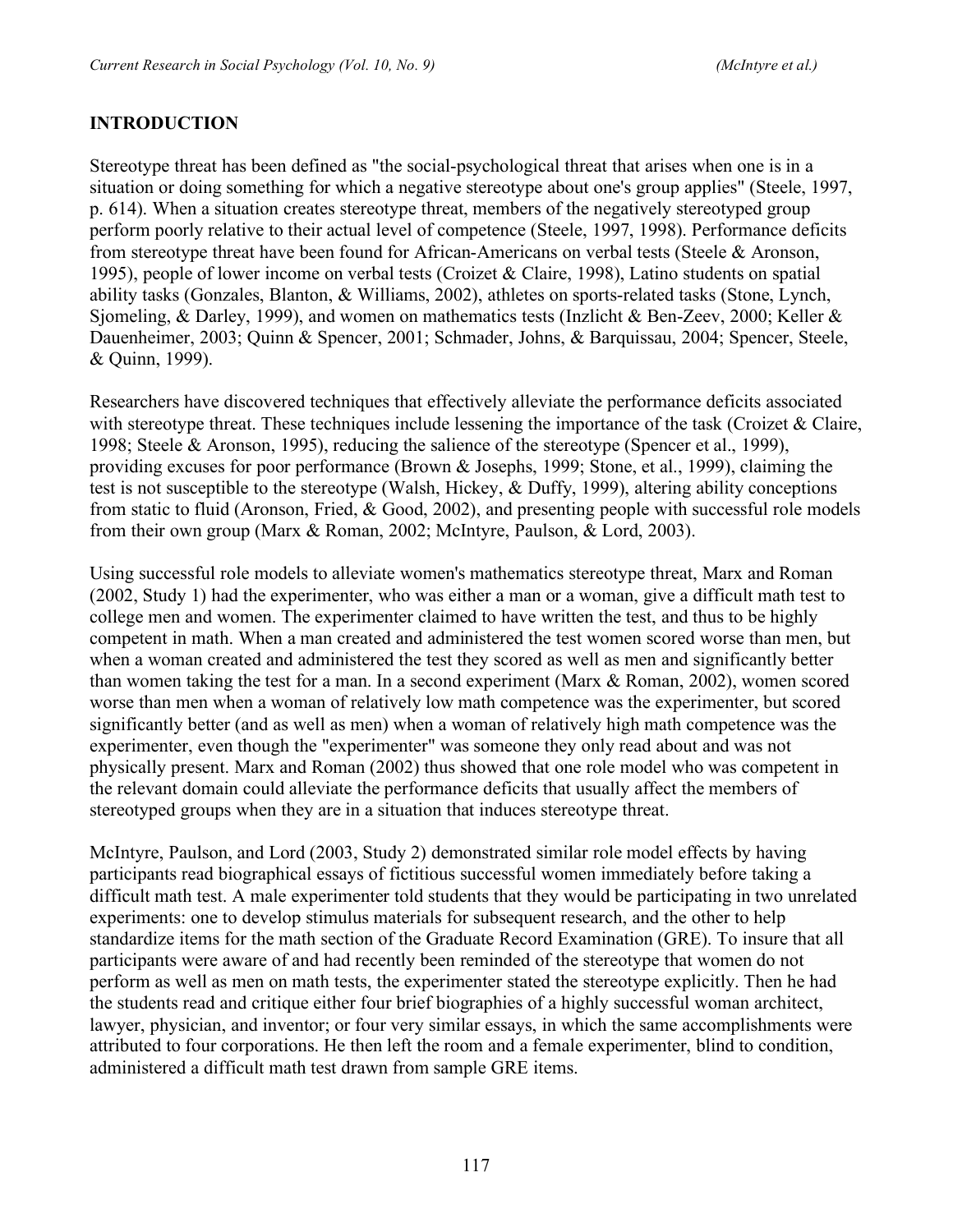## INTRODUCTION

Stereotype threat has been defined as "the social-psychological threat that arises when one is in a situation or doing something for which a negative stereotype about one's group applies" (Steele, 1997, p. 614). When a situation creates stereotype threat, members of the negatively stereotyped group perform poorly relative to their actual level of competence (Steele, 1997, 1998). Performance deficits from stereotype threat have been found for African-Americans on verbal tests (Steele & Aronson, 1995), people of lower income on verbal tests (Croizet & Claire, 1998), Latino students on spatial ability tasks (Gonzales, Blanton, & Williams, 2002), athletes on sports-related tasks (Stone, Lynch, Sjomeling, & Darley, 1999), and women on mathematics tests (Inzlicht & Ben-Zeev, 2000; Keller & Dauenheimer, 2003; Quinn & Spencer, 2001; Schmader, Johns, & Barquissau, 2004; Spencer, Steele, & Quinn, 1999).

Researchers have discovered techniques that effectively alleviate the performance deficits associated with stereotype threat. These techniques include lessening the importance of the task (Croizet & Claire, 1998; Steele & Aronson, 1995), reducing the salience of the stereotype (Spencer et al., 1999), providing excuses for poor performance (Brown & Josephs, 1999; Stone, et al., 1999), claiming the test is not susceptible to the stereotype (Walsh, Hickey, & Duffy, 1999), altering ability conceptions from static to fluid (Aronson, Fried, & Good, 2002), and presenting people with successful role models from their own group (Marx & Roman, 2002; McIntyre, Paulson, & Lord, 2003).

Using successful role models to alleviate women's mathematics stereotype threat, Marx and Roman (2002, Study 1) had the experimenter, who was either a man or a woman, give a difficult math test to college men and women. The experimenter claimed to have written the test, and thus to be highly competent in math. When a man created and administered the test women scored worse than men, but when a woman created and administered the test they scored as well as men and significantly better than women taking the test for a man. In a second experiment (Marx & Roman, 2002), women scored worse than men when a woman of relatively low math competence was the experimenter, but scored significantly better (and as well as men) when a woman of relatively high math competence was the experimenter, even though the "experimenter" was someone they only read about and was not physically present. Marx and Roman (2002) thus showed that one role model who was competent in the relevant domain could alleviate the performance deficits that usually affect the members of stereotyped groups when they are in a situation that induces stereotype threat.

McIntyre, Paulson, and Lord (2003, Study 2) demonstrated similar role model effects by having participants read biographical essays of fictitious successful women immediately before taking a difficult math test. A male experimenter told students that they would be participating in two unrelated experiments: one to develop stimulus materials for subsequent research, and the other to help standardize items for the math section of the Graduate Record Examination (GRE). To insure that all participants were aware of and had recently been reminded of the stereotype that women do not perform as well as men on math tests, the experimenter stated the stereotype explicitly. Then he had the students read and critique either four brief biographies of a highly successful woman architect, lawyer, physician, and inventor; or four very similar essays, in which the same accomplishments were attributed to four corporations. He then left the room and a female experimenter, blind to condition, administered a difficult math test drawn from sample GRE items.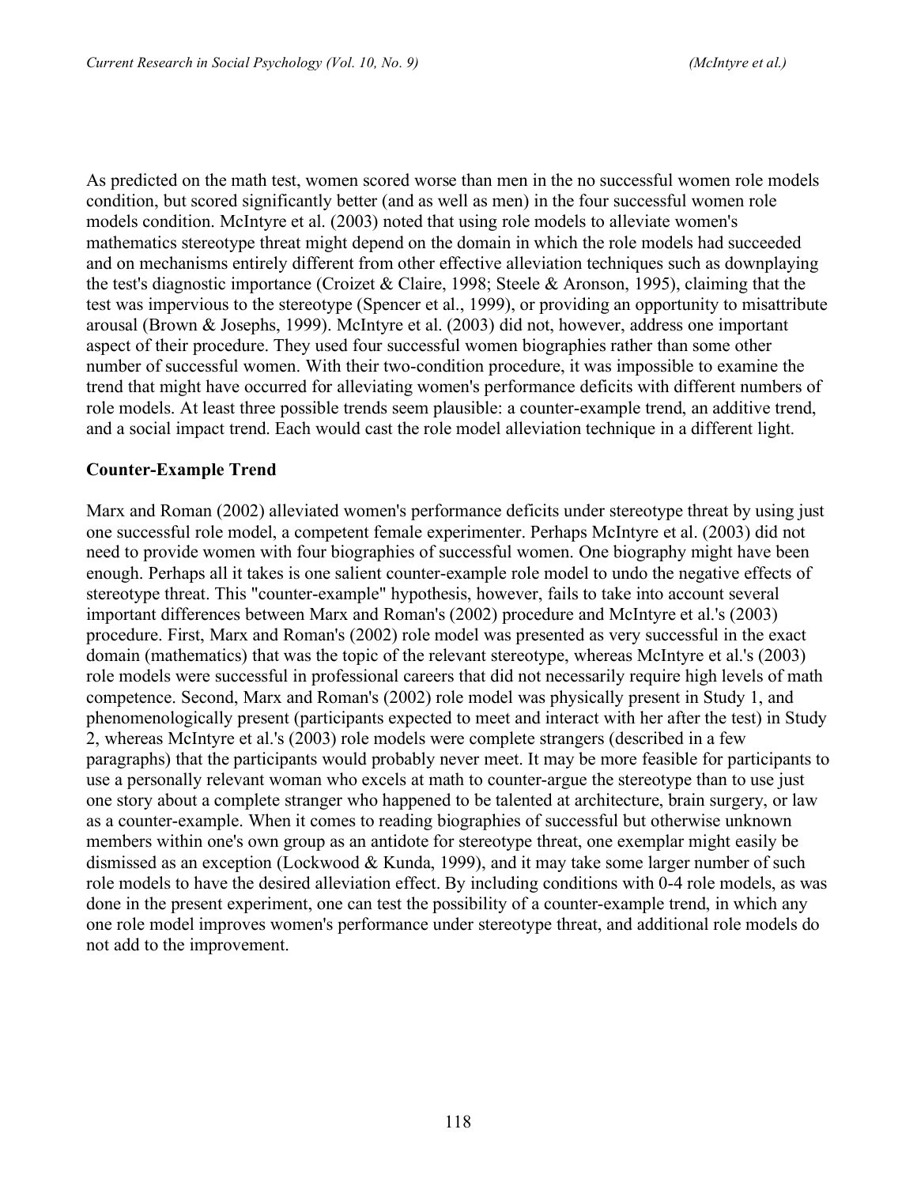As predicted on the math test, women scored worse than men in the no successful women role models condition, but scored significantly better (and as well as men) in the four successful women role models condition. McIntyre et al. (2003) noted that using role models to alleviate women's mathematics stereotype threat might depend on the domain in which the role models had succeeded and on mechanisms entirely different from other effective alleviation techniques such as downplaying the test's diagnostic importance (Croizet & Claire, 1998; Steele & Aronson, 1995), claiming that the test was impervious to the stereotype (Spencer et al., 1999), or providing an opportunity to misattribute arousal (Brown & Josephs, 1999). McIntyre et al. (2003) did not, however, address one important aspect of their procedure. They used four successful women biographies rather than some other number of successful women. With their two-condition procedure, it was impossible to examine the trend that might have occurred for alleviating women's performance deficits with different numbers of role models. At least three possible trends seem plausible: a counter-example trend, an additive trend, and a social impact trend. Each would cast the role model alleviation technique in a different light.

## Counter-Example Trend

Marx and Roman (2002) alleviated women's performance deficits under stereotype threat by using just one successful role model, a competent female experimenter. Perhaps McIntyre et al. (2003) did not need to provide women with four biographies of successful women. One biography might have been enough. Perhaps all it takes is one salient counter-example role model to undo the negative effects of stereotype threat. This "counter-example" hypothesis, however, fails to take into account several important differences between Marx and Roman's (2002) procedure and McIntyre et al.'s (2003) procedure. First, Marx and Roman's (2002) role model was presented as very successful in the exact domain (mathematics) that was the topic of the relevant stereotype, whereas McIntyre et al.'s (2003) role models were successful in professional careers that did not necessarily require high levels of math competence. Second, Marx and Roman's (2002) role model was physically present in Study 1, and phenomenologically present (participants expected to meet and interact with her after the test) in Study 2, whereas McIntyre et al.'s (2003) role models were complete strangers (described in a few paragraphs) that the participants would probably never meet. It may be more feasible for participants to use a personally relevant woman who excels at math to counter-argue the stereotype than to use just one story about a complete stranger who happened to be talented at architecture, brain surgery, or law as a counter-example. When it comes to reading biographies of successful but otherwise unknown members within one's own group as an antidote for stereotype threat, one exemplar might easily be dismissed as an exception (Lockwood & Kunda, 1999), and it may take some larger number of such role models to have the desired alleviation effect. By including conditions with 0-4 role models, as was done in the present experiment, one can test the possibility of a counter-example trend, in which any one role model improves women's performance under stereotype threat, and additional role models do not add to the improvement.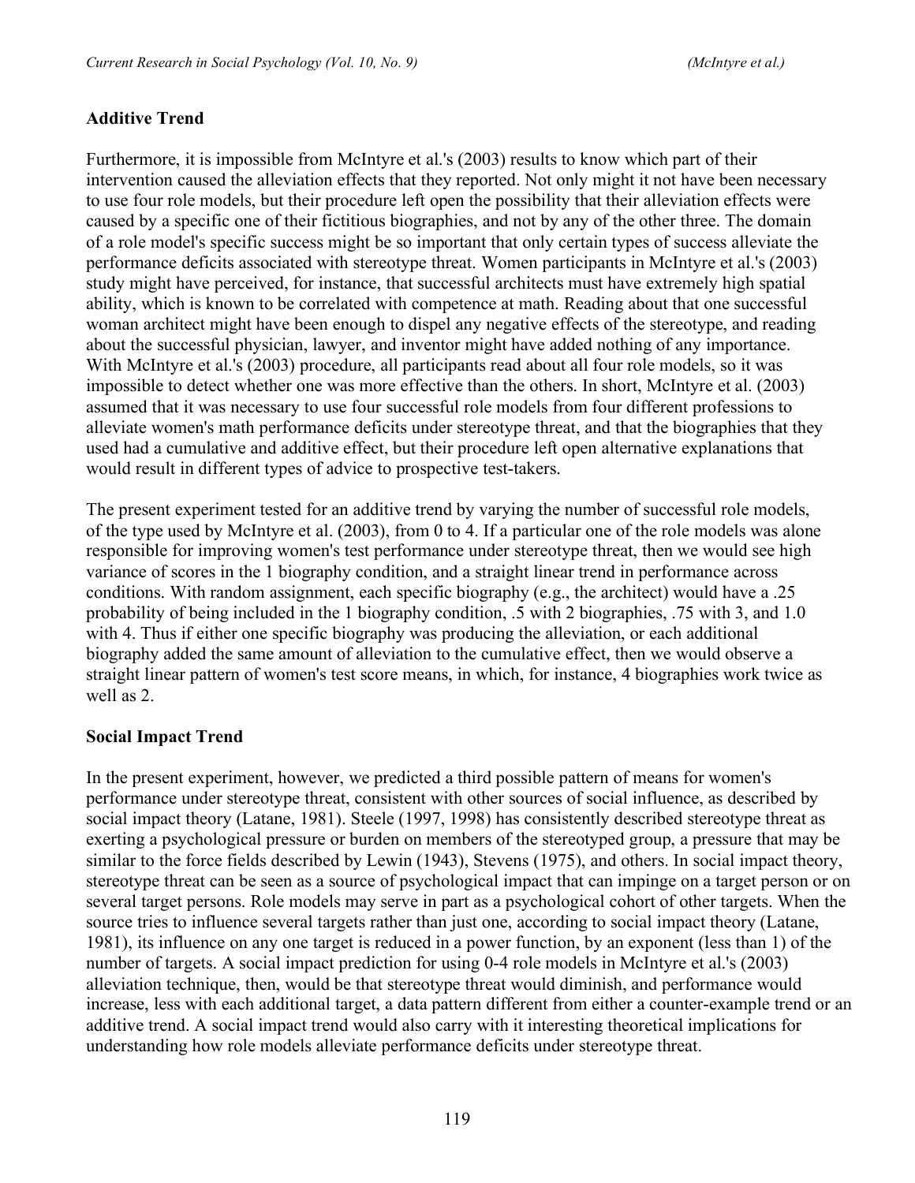### Additive Trend

Furthermore, it is impossible from McIntyre et al.'s (2003) results to know which part of their intervention caused the alleviation effects that they reported. Not only might it not have been necessary to use four role models, but their procedure left open the possibility that their alleviation effects were caused by a specific one of their fictitious biographies, and not by any of the other three. The domain of a role model's specific success might be so important that only certain types of success alleviate the performance deficits associated with stereotype threat. Women participants in McIntyre et al.'s (2003) study might have perceived, for instance, that successful architects must have extremely high spatial ability, which is known to be correlated with competence at math. Reading about that one successful woman architect might have been enough to dispel any negative effects of the stereotype, and reading about the successful physician, lawyer, and inventor might have added nothing of any importance. With McIntyre et al.'s (2003) procedure, all participants read about all four role models, so it was impossible to detect whether one was more effective than the others. In short, McIntyre et al. (2003) assumed that it was necessary to use four successful role models from four different professions to alleviate women's math performance deficits under stereotype threat, and that the biographies that they used had a cumulative and additive effect, but their procedure left open alternative explanations that would result in different types of advice to prospective test-takers.

The present experiment tested for an additive trend by varying the number of successful role models, of the type used by McIntyre et al. (2003), from 0 to 4. If a particular one of the role models was alone responsible for improving women's test performance under stereotype threat, then we would see high variance of scores in the 1 biography condition, and a straight linear trend in performance across conditions. With random assignment, each specific biography (e.g., the architect) would have a .25 probability of being included in the 1 biography condition, .5 with 2 biographies, .75 with 3, and 1.0 with 4. Thus if either one specific biography was producing the alleviation, or each additional biography added the same amount of alleviation to the cumulative effect, then we would observe a straight linear pattern of women's test score means, in which, for instance, 4 biographies work twice as well as 2.

### Social Impact Trend

In the present experiment, however, we predicted a third possible pattern of means for women's performance under stereotype threat, consistent with other sources of social influence, as described by social impact theory (Latane, 1981). Steele (1997, 1998) has consistently described stereotype threat as exerting a psychological pressure or burden on members of the stereotyped group, a pressure that may be similar to the force fields described by Lewin (1943), Stevens (1975), and others. In social impact theory, stereotype threat can be seen as a source of psychological impact that can impinge on a target person or on several target persons. Role models may serve in part as a psychological cohort of other targets. When the source tries to influence several targets rather than just one, according to social impact theory (Latane, 1981), its influence on any one target is reduced in a power function, by an exponent (less than 1) of the number of targets. A social impact prediction for using 0-4 role models in McIntyre et al.'s (2003) alleviation technique, then, would be that stereotype threat would diminish, and performance would increase, less with each additional target, a data pattern different from either a counter-example trend or an additive trend. A social impact trend would also carry with it interesting theoretical implications for understanding how role models alleviate performance deficits under stereotype threat.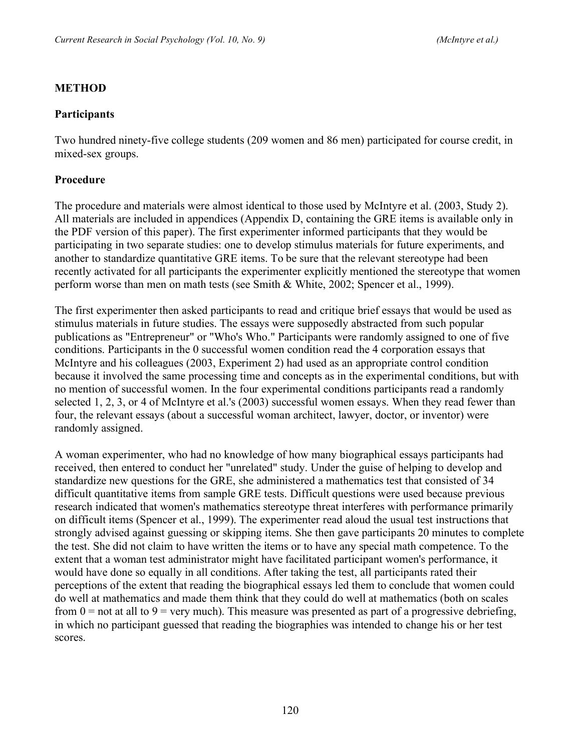## METHOD

### Participants

Two hundred ninety-five college students (209 women and 86 men) participated for course credit, in mixed-sex groups.

### Procedure

The procedure and materials were almost identical to those used by McIntyre et al. (2003, Study 2). All materials are included in appendices (Appendix D, containing the GRE items is available only in the PDF version of this paper). The first experimenter informed participants that they would be participating in two separate studies: one to develop stimulus materials for future experiments, and another to standardize quantitative GRE items. To be sure that the relevant stereotype had been recently activated for all participants the experimenter explicitly mentioned the stereotype that women perform worse than men on math tests (see Smith & White, 2002; Spencer et al., 1999).

The first experimenter then asked participants to read and critique brief essays that would be used as stimulus materials in future studies. The essays were supposedly abstracted from such popular publications as "Entrepreneur" or "Who's Who." Participants were randomly assigned to one of five conditions. Participants in the 0 successful women condition read the 4 corporation essays that McIntyre and his colleagues (2003, Experiment 2) had used as an appropriate control condition because it involved the same processing time and concepts as in the experimental conditions, but with no mention of successful women. In the four experimental conditions participants read a randomly selected 1, 2, 3, or 4 of McIntyre et al.'s (2003) successful women essays. When they read fewer than four, the relevant essays (about a successful woman architect, lawyer, doctor, or inventor) were randomly assigned.

A woman experimenter, who had no knowledge of how many biographical essays participants had received, then entered to conduct her "unrelated" study. Under the guise of helping to develop and standardize new questions for the GRE, she administered a mathematics test that consisted of 34 difficult quantitative items from sample GRE tests. Difficult questions were used because previous research indicated that women's mathematics stereotype threat interferes with performance primarily on difficult items (Spencer et al., 1999). The experimenter read aloud the usual test instructions that strongly advised against guessing or skipping items. She then gave participants 20 minutes to complete the test. She did not claim to have written the items or to have any special math competence. To the extent that a woman test administrator might have facilitated participant women's performance, it would have done so equally in all conditions. After taking the test, all participants rated their perceptions of the extent that reading the biographical essays led them to conclude that women could do well at mathematics and made them think that they could do well at mathematics (both on scales from 0 = not at all to 9 = very much). This measure was presented as part of a progressive debriefing, in which no participant guessed that reading the biographies was intended to change his or her test scores.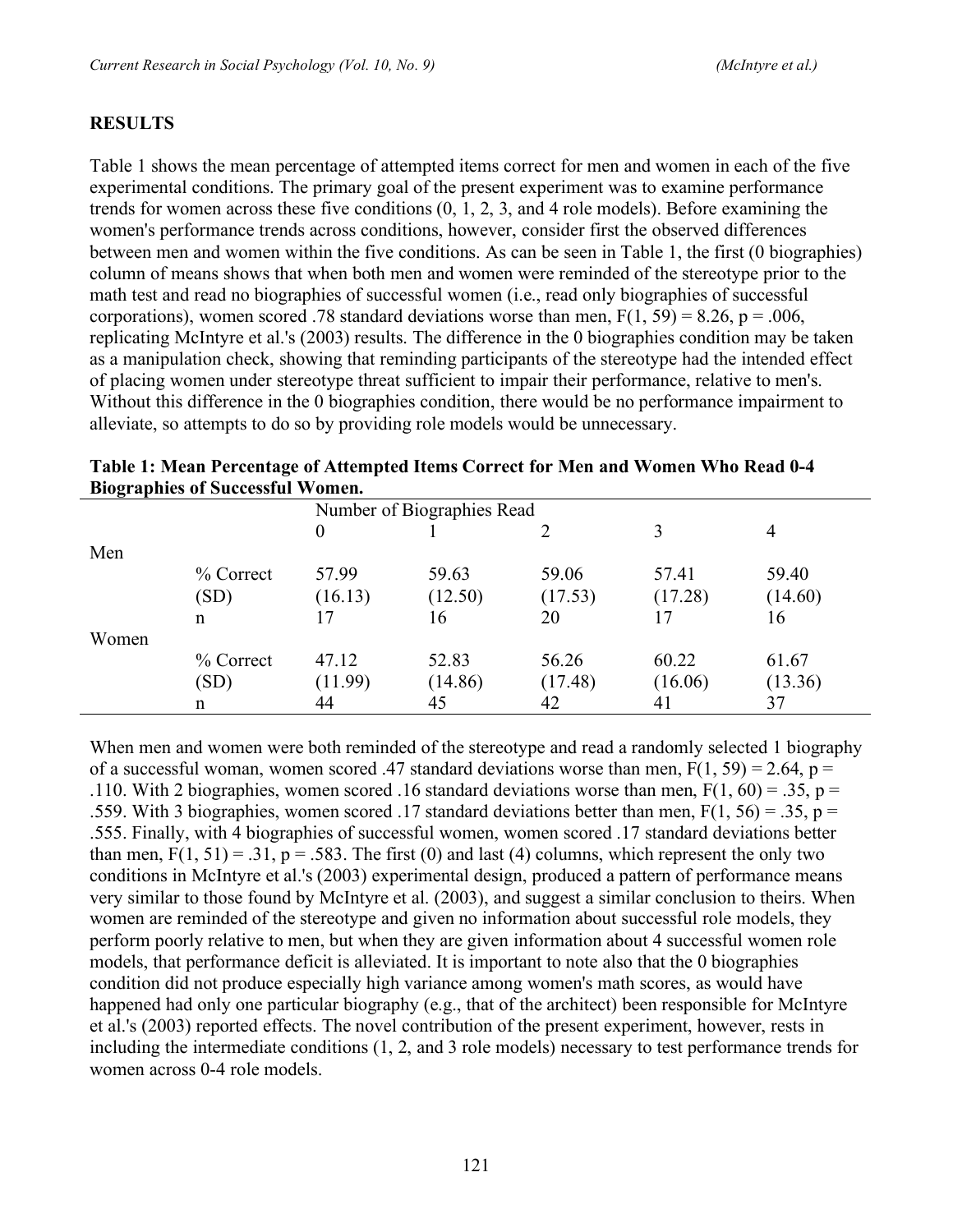## RESULTS

Table 1 shows the mean percentage of attempted items correct for men and women in each of the five experimental conditions. The primary goal of the present experiment was to examine performance trends for women across these five conditions (0, 1, 2, 3, and 4 role models). Before examining the women's performance trends across conditions, however, consider first the observed differences between men and women within the five conditions. As can be seen in Table 1, the first (0 biographies) column of means shows that when both men and women were reminded of the stereotype prior to the math test and read no biographies of successful women (i.e., read only biographies of successful corporations), women scored .78 standard deviations worse than men, $F(1, 59) = 8.26$, $p = .006$, replicating McIntyre et al.'s (2003) results. The difference in the 0 biographies condition may be taken as a manipulation check, showing that reminding participants of the stereotype had the intended effect of placing women under stereotype threat sufficient to impair their performance, relative to men's. Without this difference in the 0 biographies condition, there would be no performance impairment to alleviate, so attempts to do so by providing role models would be unnecessary.

**Table 1: Mean Percentage of Attempted Items Correct for Men and Women Who Read 0-4 Biographies of Successful Women.**

| | | Number of Biographies Read | | | | |
|---|---|---|---|---|---|---|
| | | 0 | 1 | 2 | 3 | 4 |
| Men | | | | | | |
| | % Correct | 57.99 | 59.63 | 59.06 | 57.41 | 59.40 |
| | (SD) | (16.13) | (12.50) | (17.53) | (17.28) | (14.60) |
| | n | 17 | 16 | 20 | 17 | 16 |
| Women | | | | | | |
| | % Correct | 47.12 | 52.83 | 56.26 | 60.22 | 61.67 |
| | (SD) | (11.99) | (14.86) | (17.48) | (16.06) | (13.36) |
| | n | 44 | 45 | 42 | 41 | 37 |

When men and women were both reminded of the stereotype and read a randomly selected 1 biography of a successful woman, women scored .47 standard deviations worse than men, $F(1, 59) = 2.64$, $p = .110$. With 2 biographies, women scored .16 standard deviations worse than men, $F(1, 60) = .35$, $p = .559$. With 3 biographies, women scored .17 standard deviations better than men, $F(1, 56) = .35$, $p = .555$. Finally, with 4 biographies of successful women, women scored .17 standard deviations better than men, $F(1, 51) = .31$, $p = .583$. The first (0) and last (4) columns, which represent the only two conditions in McIntyre et al.'s (2003) experimental design, produced a pattern of performance means very similar to those found by McIntyre et al. (2003), and suggest a similar conclusion to theirs. When women are reminded of the stereotype and given no information about successful role models, they perform poorly relative to men, but when they are given information about 4 successful women role models, that performance deficit is alleviated. It is important to note also that the 0 biographies condition did not produce especially high variance among women's math scores, as would have happened had only one particular biography (e.g., that of the architect) been responsible for McIntyre et al.'s (2003) reported effects. The novel contribution of the present experiment, however, rests in including the intermediate conditions (1, 2, and 3 role models) necessary to test performance trends for women across 0-4 role models.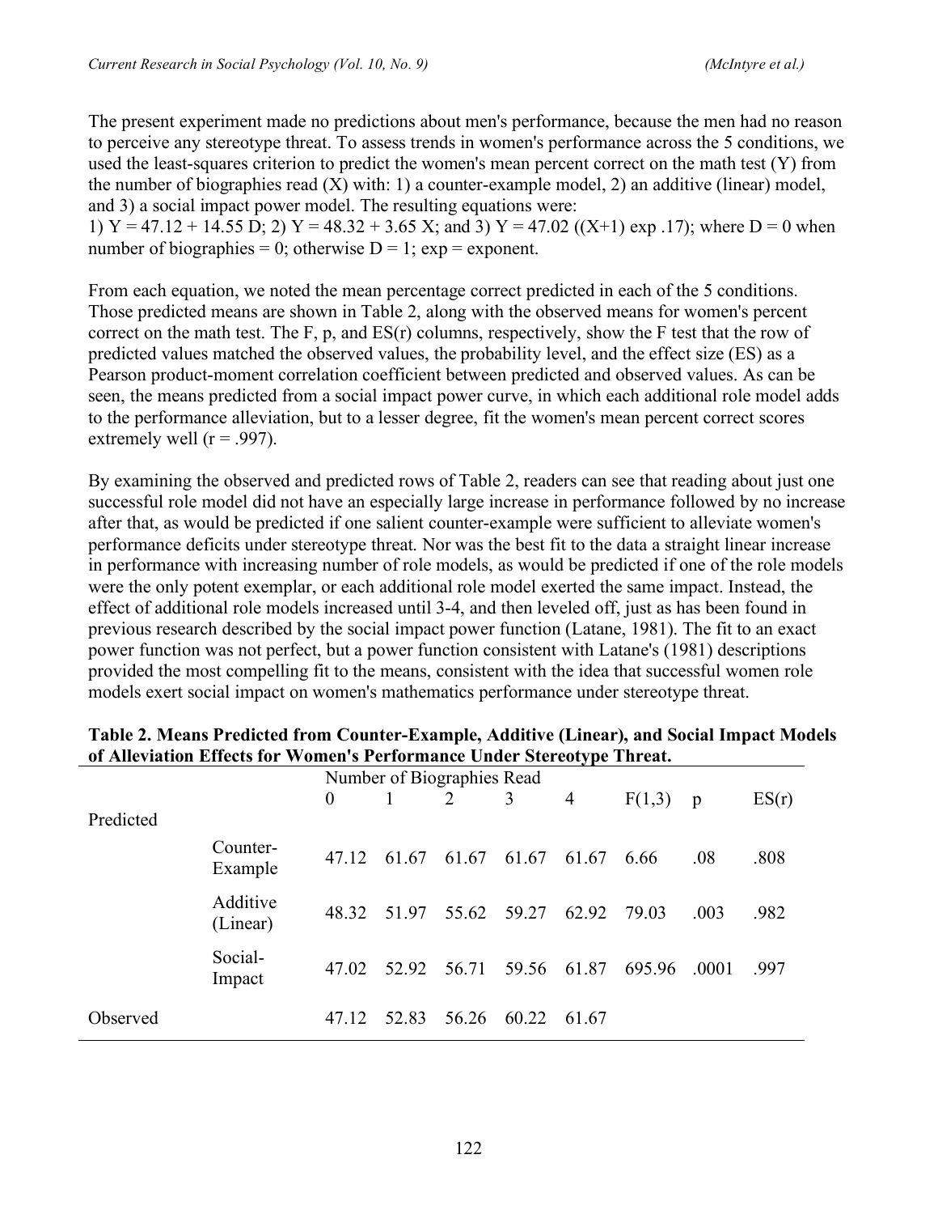The present experiment made no predictions about men's performance, because the men had no reason to perceive any stereotype threat. To assess trends in women's performance across the 5 conditions, we used the least-squares criterion to predict the women's mean percent correct on the math test (Y) from the number of biographies read (X) with: 1) a counter-example model, 2) an additive (linear) model, and 3) a social impact power model. The resulting equations were:
1) $Y = 47.12 + 14.55 D$; 2) $Y = 48.32 + 3.65 X$; and 3) $Y = 47.02 ((X+1) \exp .17)$; where D = 0 when number of biographies = 0; otherwise D = 1; exp = exponent.

From each equation, we noted the mean percentage correct predicted in each of the 5 conditions. Those predicted means are shown in Table 2, along with the observed means for women's percent correct on the math test. The F, p, and ES(r) columns, respectively, show the F test that the row of predicted values matched the observed values, the probability level, and the effect size (ES) as a Pearson product-moment correlation coefficient between predicted and observed values. As can be seen, the means predicted from a social impact power curve, in which each additional role model adds to the performance alleviation, but to a lesser degree, fit the women's mean percent correct scores extremely well ($r = .997$).

By examining the observed and predicted rows of Table 2, readers can see that reading about just one successful role model did not have an especially large increase in performance followed by no increase after that, as would be predicted if one salient counter-example were sufficient to alleviate women's performance deficits under stereotype threat. Nor was the best fit to the data a straight linear increase in performance with increasing number of role models, as would be predicted if one of the role models were the only potent exemplar, or each additional role model exerted the same impact. Instead, the effect of additional role models increased until 3-4, and then leveled off, just as has been found in previous research described by the social impact power function (Latane, 1981). The fit to an exact power function was not perfect, but a power function consistent with Latane's (1981) descriptions provided the most compelling fit to the means, consistent with the idea that successful women role models exert social impact on women's mathematics performance under stereotype threat.

**Table 2. Means Predicted from Counter-Example, Additive (Linear), and Social Impact Models of Alleviation Effects for Women's Performance Under Stereotype Threat.**

| | | Number of Biographies Read | | | | | | | |
|---|---|---|---|---|---|---|---|---|---|
| | | 0 | 1 | 2 | 3 | 4 | $F(1,3)$ | p | ES(r) |
| Predicted | | | | | | | | | |
| | Counter-Example | 47.12 | 61.67 | 61.67 | 61.67 | 61.67 | 6.66 | .08 | .808 |
| | Additive (Linear) | 48.32 | 51.97 | 55.62 | 59.27 | 62.92 | 79.03 | .003 | .982 |
| | Social-Impact | 47.02 | 52.92 | 56.71 | 59.56 | 61.87 | 695.96 | .0001 | .997 |
| Observed | | 47.12 | 52.83 | 56.26 | 60.22 | 61.67 | | | |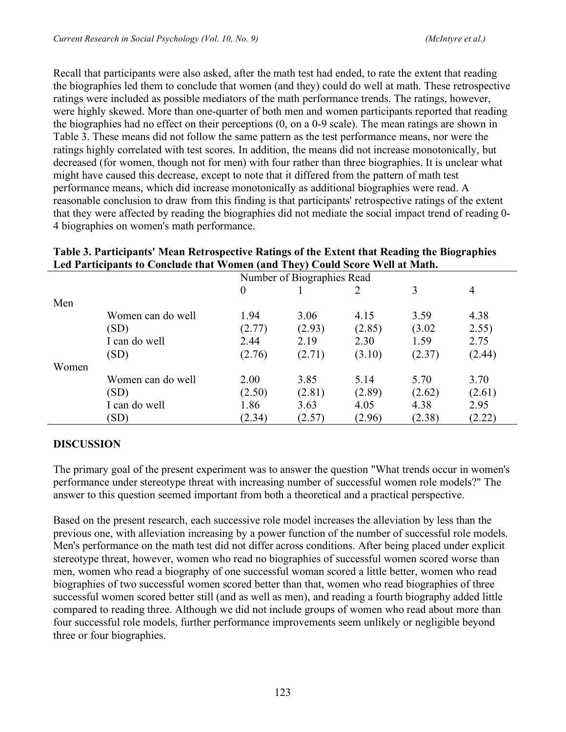Recall that participants were also asked, after the math test had ended, to rate the extent that reading the biographies led them to conclude that women (and they) could do well at math. These retrospective ratings were included as possible mediators of the math performance trends. The ratings, however, were highly skewed. More than one-quarter of both men and women participants reported that reading the biographies had no effect on their perceptions (0, on a 0-9 scale). The mean ratings are shown in Table 3. These means did not follow the same pattern as the test performance means, nor were the ratings highly correlated with test scores. In addition, the means did not increase monotonically, but decreased (for women, though not for men) with four rather than three biographies. It is unclear what might have caused this decrease, except to note that it differed from the pattern of math test performance means, which did increase monotonically as additional biographies were read. A reasonable conclusion to draw from this finding is that participants' retrospective ratings of the extent that they were affected by reading the biographies did not mediate the social impact trend of reading 0-4 biographies on women's math performance.

**Table 3. Participants' Mean Retrospective Ratings of the Extent that Reading the Biographies Led Participants to Conclude that Women (and They) Could Score Well at Math.**

| | | Number of Biographies Read | | | | |
|---|---|---|---|---|---|---|
| | | 0 | 1 | 2 | 3 | 4 |
| Men | | | | | | |
| | Women can do well | 1.94 | 3.06 | 4.15 | 3.59 | 4.38 |
| | (SD) | (2.77) | (2.93) | (2.85) | (3.02 | 2.55) |
| | I can do well | 2.44 | 2.19 | 2.30 | 1.59 | 2.75 |
| | (SD) | (2.76) | (2.71) | (3.10) | (2.37) | (2.44) |
| Women | | | | | | |
| | Women can do well | 2.00 | 3.85 | 5.14 | 5.70 | 3.70 |
| | (SD) | (2.50) | (2.81) | (2.89) | (2.62) | (2.61) |
| | I can do well | 1.86 | 3.63 | 4.05 | 4.38 | 2.95 |
| | (SD) | (2.34) | (2.57) | (2.96) | (2.38) | (2.22) |

## DISCUSSION

The primary goal of the present experiment was to answer the question "What trends occur in women's performance under stereotype threat with increasing number of successful women role models?" The answer to this question seemed important from both a theoretical and a practical perspective.

Based on the present research, each successive role model increases the alleviation by less than the previous one, with alleviation increasing by a power function of the number of successful role models. Men's performance on the math test did not differ across conditions. After being placed under explicit stereotype threat, however, women who read no biographies of successful women scored worse than men, women who read a biography of one successful woman scored a little better, women who read biographies of two successful women scored better than that, women who read biographies of three successful women scored better still (and as well as men), and reading a fourth biography added little compared to reading three. Although we did not include groups of women who read about more than four successful role models, further performance improvements seem unlikely or negligible beyond three or four biographies.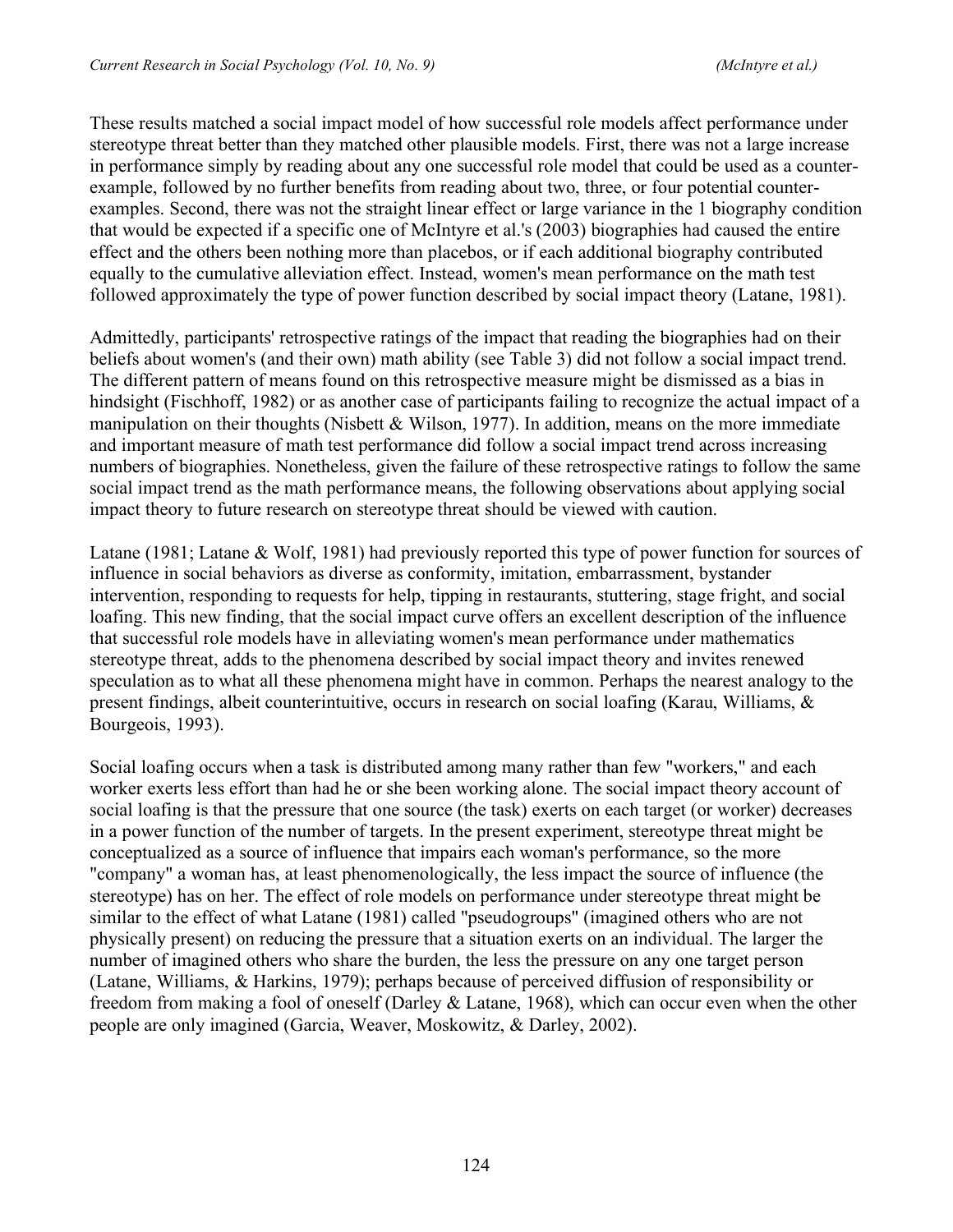These results matched a social impact model of how successful role models affect performance under stereotype threat better than they matched other plausible models. First, there was not a large increase in performance simply by reading about any one successful role model that could be used as a counter-example, followed by no further benefits from reading about two, three, or four potential counter-examples. Second, there was not the straight linear effect or large variance in the 1 biography condition that would be expected if a specific one of McIntyre et al.'s (2003) biographies had caused the entire effect and the others been nothing more than placebos, or if each additional biography contributed equally to the cumulative alleviation effect. Instead, women's mean performance on the math test followed approximately the type of power function described by social impact theory (Latane, 1981).

Admittedly, participants' retrospective ratings of the impact that reading the biographies had on their beliefs about women's (and their own) math ability (see Table 3) did not follow a social impact trend. The different pattern of means found on this retrospective measure might be dismissed as a bias in hindsight (Fischhoff, 1982) or as another case of participants failing to recognize the actual impact of a manipulation on their thoughts (Nisbett & Wilson, 1977). In addition, means on the more immediate and important measure of math test performance did follow a social impact trend across increasing numbers of biographies. Nonetheless, given the failure of these retrospective ratings to follow the same social impact trend as the math performance means, the following observations about applying social impact theory to future research on stereotype threat should be viewed with caution.

Latane (1981; Latane & Wolf, 1981) had previously reported this type of power function for sources of influence in social behaviors as diverse as conformity, imitation, embarrassment, bystander intervention, responding to requests for help, tipping in restaurants, stuttering, stage fright, and social loafing. This new finding, that the social impact curve offers an excellent description of the influence that successful role models have in alleviating women's mean performance under mathematics stereotype threat, adds to the phenomena described by social impact theory and invites renewed speculation as to what all these phenomena might have in common. Perhaps the nearest analogy to the present findings, albeit counterintuitive, occurs in research on social loafing (Karau, Williams, & Bourgeois, 1993).

Social loafing occurs when a task is distributed among many rather than few "workers," and each worker exerts less effort than had he or she been working alone. The social impact theory account of social loafing is that the pressure that one source (the task) exerts on each target (or worker) decreases in a power function of the number of targets. In the present experiment, stereotype threat might be conceptualized as a source of influence that impairs each woman's performance, so the more "company" a woman has, at least phenomenologically, the less impact the source of influence (the stereotype) has on her. The effect of role models on performance under stereotype threat might be similar to the effect of what Latane (1981) called "pseudogroups" (imagined others who are not physically present) on reducing the pressure that a situation exerts on an individual. The larger the number of imagined others who share the burden, the less the pressure on any one target person (Latane, Williams, & Harkins, 1979); perhaps because of perceived diffusion of responsibility or freedom from making a fool of oneself (Darley & Latane, 1968), which can occur even when the other people are only imagined (Garcia, Weaver, Moskowitz, & Darley, 2002).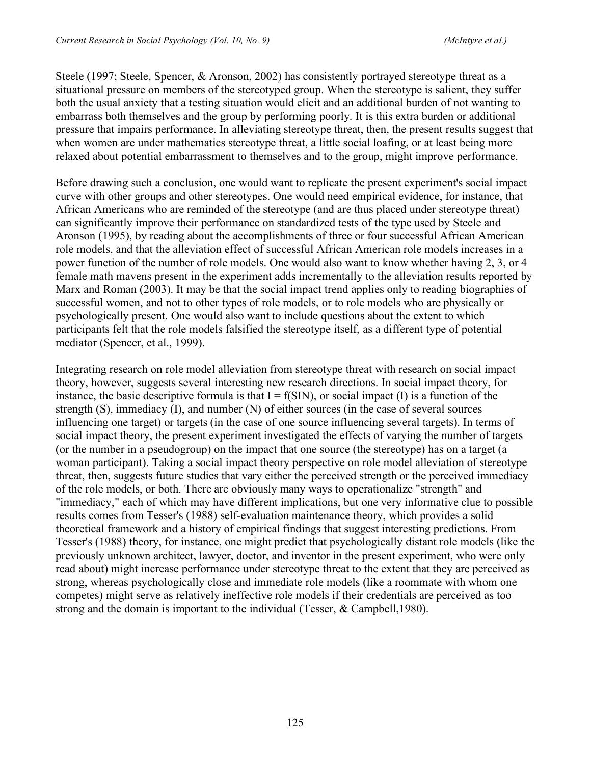Steele (1997; Steele, Spencer, & Aronson, 2002) has consistently portrayed stereotype threat as a situational pressure on members of the stereotyped group. When the stereotype is salient, they suffer both the usual anxiety that a testing situation would elicit and an additional burden of not wanting to embarrass both themselves and the group by performing poorly. It is this extra burden or additional pressure that impairs performance. In alleviating stereotype threat, then, the present results suggest that when women are under mathematics stereotype threat, a little social loafing, or at least being more relaxed about potential embarrassment to themselves and to the group, might improve performance.

Before drawing such a conclusion, one would want to replicate the present experiment's social impact curve with other groups and other stereotypes. One would need empirical evidence, for instance, that African Americans who are reminded of the stereotype (and are thus placed under stereotype threat) can significantly improve their performance on standardized tests of the type used by Steele and Aronson (1995), by reading about the accomplishments of three or four successful African American role models, and that the alleviation effect of successful African American role models increases in a power function of the number of role models. One would also want to know whether having 2, 3, or 4 female math mavens present in the experiment adds incrementally to the alleviation results reported by Marx and Roman (2003). It may be that the social impact trend applies only to reading biographies of successful women, and not to other types of role models, or to role models who are physically or psychologically present. One would also want to include questions about the extent to which participants felt that the role models falsified the stereotype itself, as a different type of potential mediator (Spencer, et al., 1999).

Integrating research on role model alleviation from stereotype threat with research on social impact theory, however, suggests several interesting new research directions. In social impact theory, for instance, the basic descriptive formula is that $I = f(SIN)$, or social impact (I) is a function of the strength (S), immediacy (I), and number (N) of either sources (in the case of several sources influencing one target) or targets (in the case of one source influencing several targets). In terms of social impact theory, the present experiment investigated the effects of varying the number of targets (or the number in a pseudogroup) on the impact that one source (the stereotype) has on a target (a woman participant). Taking a social impact theory perspective on role model alleviation of stereotype threat, then, suggests future studies that vary either the perceived strength or the perceived immediacy of the role models, or both. There are obviously many ways to operationalize "strength" and "immediacy," each of which may have different implications, but one very informative clue to possible results comes from Tesser's (1988) self-evaluation maintenance theory, which provides a solid theoretical framework and a history of empirical findings that suggest interesting predictions. From Tesser's (1988) theory, for instance, one might predict that psychologically distant role models (like the previously unknown architect, lawyer, doctor, and inventor in the present experiment, who were only read about) might increase performance under stereotype threat to the extent that they are perceived as strong, whereas psychologically close and immediate role models (like a roommate with whom one competes) might serve as relatively ineffective role models if their credentials are perceived as too strong and the domain is important to the individual (Tesser, & Campbell,1980).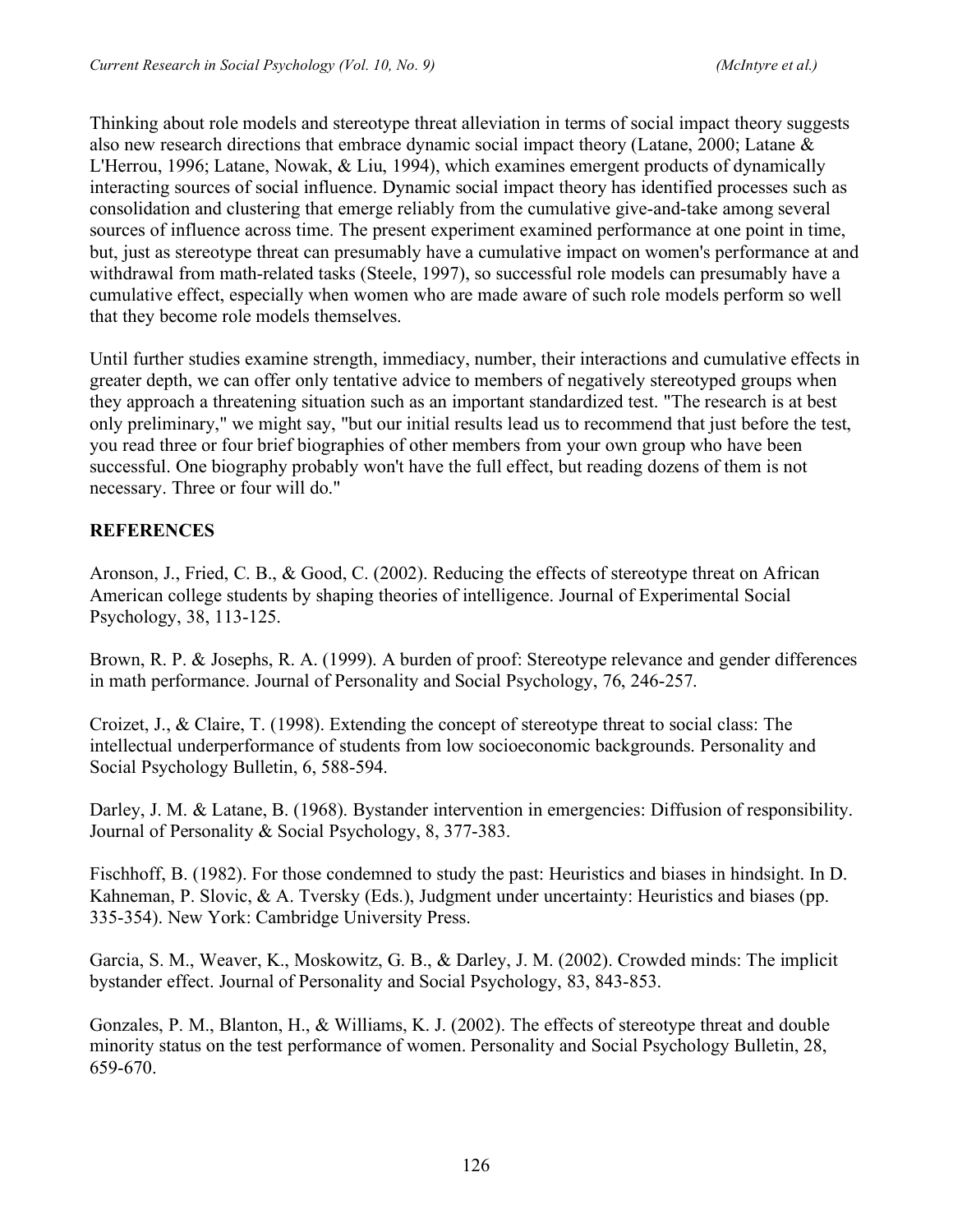Thinking about role models and stereotype threat alleviation in terms of social impact theory suggests also new research directions that embrace dynamic social impact theory (Latane, 2000; Latane & L'Herrou, 1996; Latane, Nowak, & Liu, 1994), which examines emergent products of dynamically interacting sources of social influence. Dynamic social impact theory has identified processes such as consolidation and clustering that emerge reliably from the cumulative give-and-take among several sources of influence across time. The present experiment examined performance at one point in time, but, just as stereotype threat can presumably have a cumulative impact on women's performance at and withdrawal from math-related tasks (Steele, 1997), so successful role models can presumably have a cumulative effect, especially when women who are made aware of such role models perform so well that they become role models themselves.

Until further studies examine strength, immediacy, number, their interactions and cumulative effects in greater depth, we can offer only tentative advice to members of negatively stereotyped groups when they approach a threatening situation such as an important standardized test. "The research is at best only preliminary," we might say, "but our initial results lead us to recommend that just before the test, you read three or four brief biographies of other members from your own group who have been successful. One biography probably won't have the full effect, but reading dozens of them is not necessary. Three or four will do."

**REFERENCES**

Aronson, J., Fried, C. B., & Good, C. (2002). Reducing the effects of stereotype threat on African American college students by shaping theories of intelligence. Journal of Experimental Social Psychology, 38, 113-125.

Brown, R. P. & Josephs, R. A. (1999). A burden of proof: Stereotype relevance and gender differences in math performance. Journal of Personality and Social Psychology, 76, 246-257.

Croizet, J., & Claire, T. (1998). Extending the concept of stereotype threat to social class: The intellectual underperformance of students from low socioeconomic backgrounds. Personality and Social Psychology Bulletin, 6, 588-594.

Darley, J. M. & Latane, B. (1968). Bystander intervention in emergencies: Diffusion of responsibility. Journal of Personality & Social Psychology, 8, 377-383.

Fischhoff, B. (1982). For those condemned to study the past: Heuristics and biases in hindsight. In D. Kahneman, P. Slovic, & A. Tversky (Eds.), Judgment under uncertainty: Heuristics and biases (pp. 335-354). New York: Cambridge University Press.

Garcia, S. M., Weaver, K., Moskowitz, G. B., & Darley, J. M. (2002). Crowded minds: The implicit bystander effect. Journal of Personality and Social Psychology, 83, 843-853.

Gonzales, P. M., Blanton, H., & Williams, K. J. (2002). The effects of stereotype threat and double minority status on the test performance of women. Personality and Social Psychology Bulletin, 28, 659-670.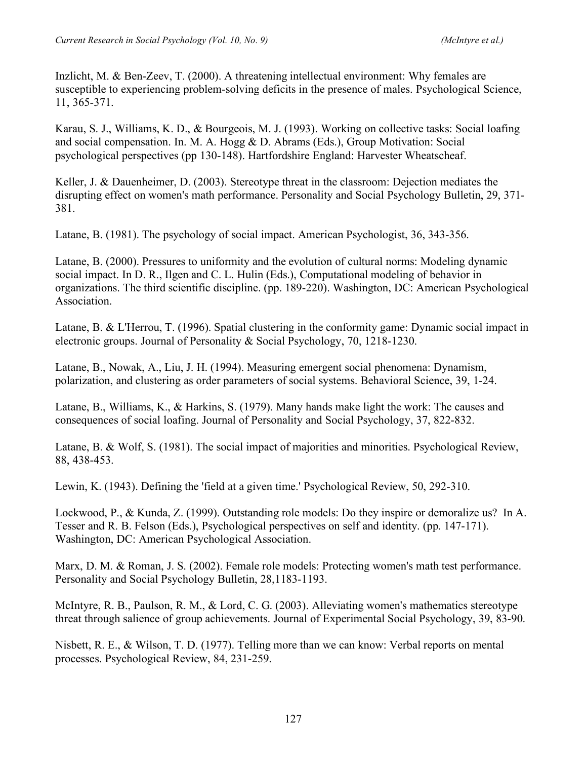Inzlicht, M. & Ben-Zeev, T. (2000). A threatening intellectual environment: Why females are susceptible to experiencing problem-solving deficits in the presence of males. Psychological Science, 11, 365-371.

Karau, S. J., Williams, K. D., & Bourgeois, M. J. (1993). Working on collective tasks: Social loafing and social compensation. In. M. A. Hogg & D. Abrams (Eds.), Group Motivation: Social psychological perspectives (pp 130-148). Hartfordshire England: Harvester Wheatscheaf.

Keller, J. & Dauenheimer, D. (2003). Stereotype threat in the classroom: Dejection mediates the disrupting effect on women's math performance. Personality and Social Psychology Bulletin, 29, 371-381.

Latane, B. (1981). The psychology of social impact. American Psychologist, 36, 343-356.

Latane, B. (2000). Pressures to uniformity and the evolution of cultural norms: Modeling dynamic social impact. In D. R., Ilgen and C. L. Hulin (Eds.), Computational modeling of behavior in organizations. The third scientific discipline. (pp. 189-220). Washington, DC: American Psychological Association.

Latane, B. & L'Herrou, T. (1996). Spatial clustering in the conformity game: Dynamic social impact in electronic groups. Journal of Personality & Social Psychology, 70, 1218-1230.

Latane, B., Nowak, A., Liu, J. H. (1994). Measuring emergent social phenomena: Dynamism, polarization, and clustering as order parameters of social systems. Behavioral Science, 39, 1-24.

Latane, B., Williams, K., & Harkins, S. (1979). Many hands make light the work: The causes and consequences of social loafing. Journal of Personality and Social Psychology, 37, 822-832.

Latane, B. & Wolf, S. (1981). The social impact of majorities and minorities. Psychological Review, 88, 438-453.

Lewin, K. (1943). Defining the 'field at a given time.' Psychological Review, 50, 292-310.

Lockwood, P., & Kunda, Z. (1999). Outstanding role models: Do they inspire or demoralize us? In A. Tesser and R. B. Felson (Eds.), Psychological perspectives on self and identity. (pp. 147-171). Washington, DC: American Psychological Association.

Marx, D. M. & Roman, J. S. (2002). Female role models: Protecting women's math test performance. Personality and Social Psychology Bulletin, 28,1183-1193.

McIntyre, R. B., Paulson, R. M., & Lord, C. G. (2003). Alleviating women's mathematics stereotype threat through salience of group achievements. Journal of Experimental Social Psychology, 39, 83-90.

Nisbett, R. E., & Wilson, T. D. (1977). Telling more than we can know: Verbal reports on mental processes. Psychological Review, 84, 231-259.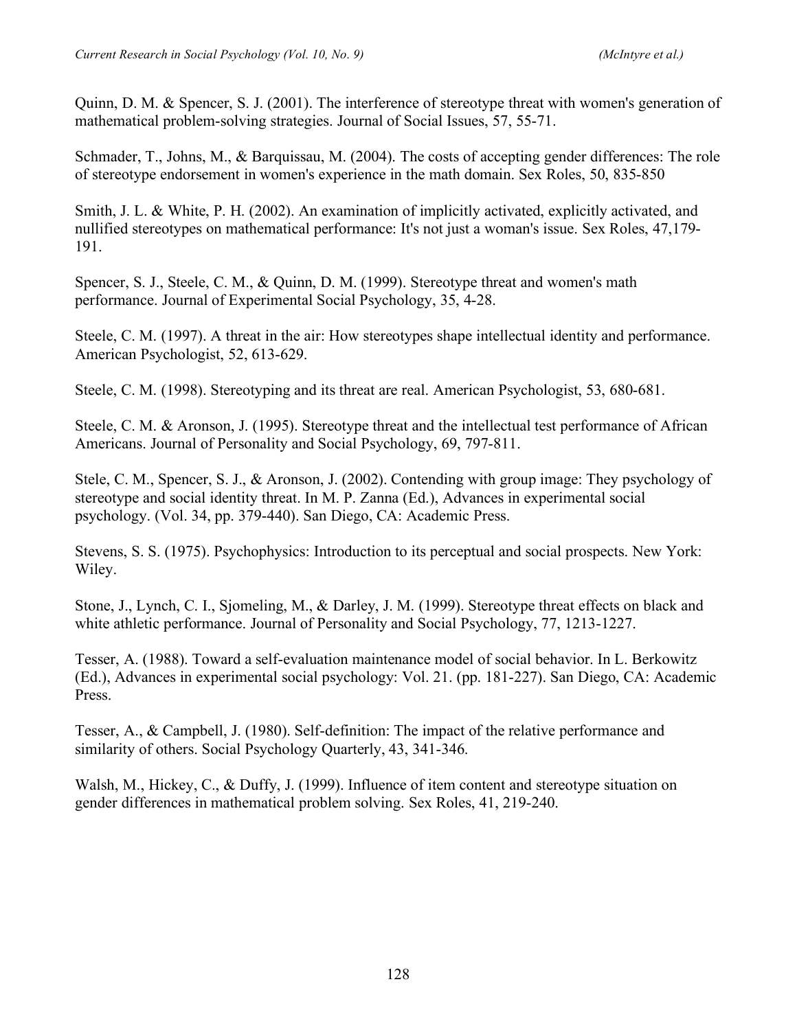Quinn, D. M. & Spencer, S. J. (2001). The interference of stereotype threat with women's generation of mathematical problem-solving strategies. Journal of Social Issues, 57, 55-71.

Schmader, T., Johns, M., & Barquissau, M. (2004). The costs of accepting gender differences: The role of stereotype endorsement in women's experience in the math domain. Sex Roles, 50, 835-850

Smith, J. L. & White, P. H. (2002). An examination of implicitly activated, explicitly activated, and nullified stereotypes on mathematical performance: It's not just a woman's issue. Sex Roles, 47,179-191.

Spencer, S. J., Steele, C. M., & Quinn, D. M. (1999). Stereotype threat and women's math performance. Journal of Experimental Social Psychology, 35, 4-28.

Steele, C. M. (1997). A threat in the air: How stereotypes shape intellectual identity and performance. American Psychologist, 52, 613-629.

Steele, C. M. (1998). Stereotyping and its threat are real. American Psychologist, 53, 680-681.

Steele, C. M. & Aronson, J. (1995). Stereotype threat and the intellectual test performance of African Americans. Journal of Personality and Social Psychology, 69, 797-811.

Stele, C. M., Spencer, S. J., & Aronson, J. (2002). Contending with group image: They psychology of stereotype and social identity threat. In M. P. Zanna (Ed.), Advances in experimental social psychology. (Vol. 34, pp. 379-440). San Diego, CA: Academic Press.

Stevens, S. S. (1975). Psychophysics: Introduction to its perceptual and social prospects. New York: Wiley.

Stone, J., Lynch, C. I., Sjomeling, M., & Darley, J. M. (1999). Stereotype threat effects on black and white athletic performance. Journal of Personality and Social Psychology, 77, 1213-1227.

Tesser, A. (1988). Toward a self-evaluation maintenance model of social behavior. In L. Berkowitz (Ed.), Advances in experimental social psychology: Vol. 21. (pp. 181-227). San Diego, CA: Academic Press.

Tesser, A., & Campbell, J. (1980). Self-definition: The impact of the relative performance and similarity of others. Social Psychology Quarterly, 43, 341-346.

Walsh, M., Hickey, C., & Duffy, J. (1999). Influence of item content and stereotype situation on gender differences in mathematical problem solving. Sex Roles, 41, 219-240.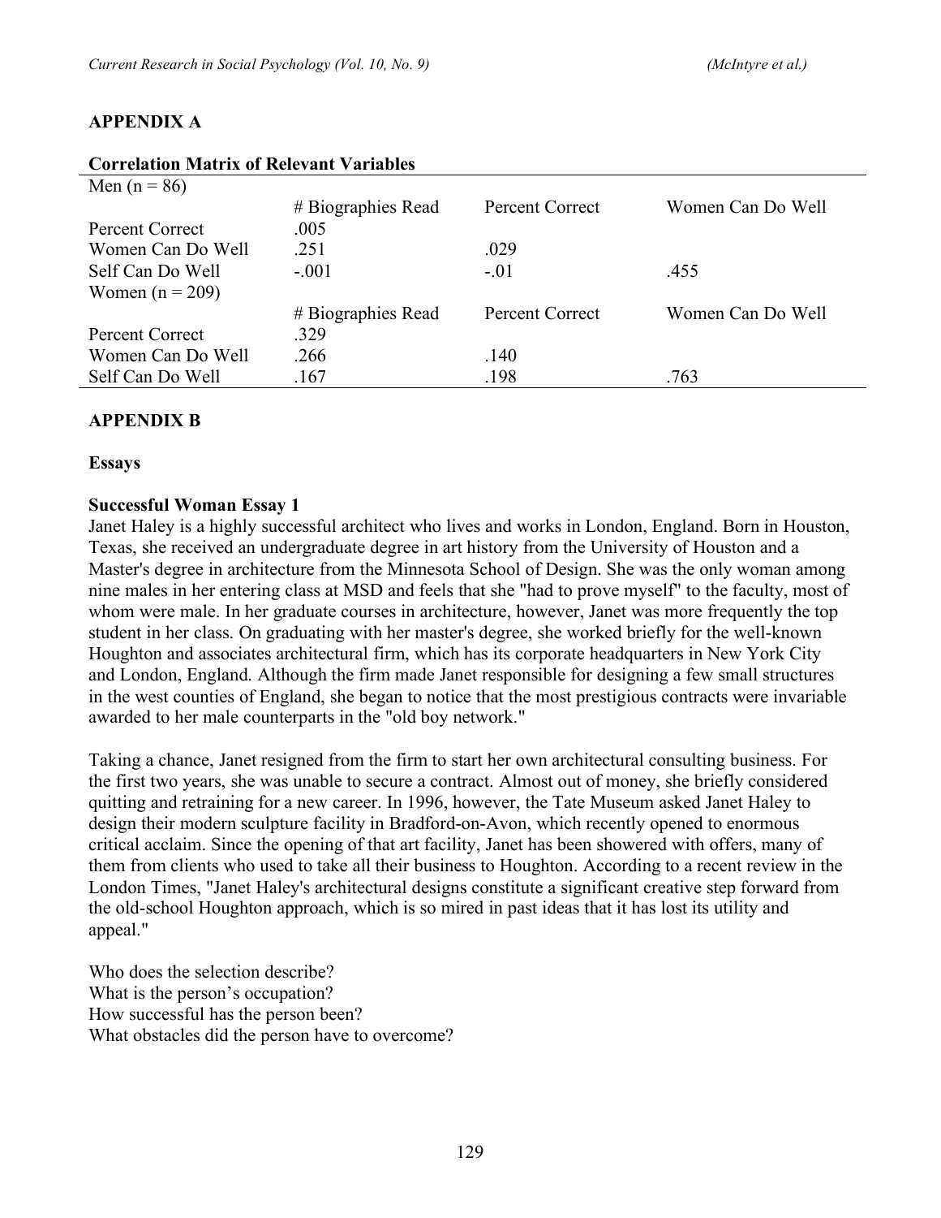## APPENDIX A

### Correlation Matrix of Relevant Variables

| Men (n = 86) | | | |
|---|---|---|---|
| | # Biographies Read | Percent Correct | Women Can Do Well |
| Percent Correct | .005 | | |
| Women Can Do Well | .251 | .029 | |
| Self Can Do Well | -.001 | -.01 | .455 |
| **Women (n = 209)** | | | |
| | # Biographies Read | Percent Correct | Women Can Do Well |
| Percent Correct | .329 | | |
| Women Can Do Well | .266 | .140 | |
| Self Can Do Well | .167 | .198 | .763 |

## APPENDIX B

### Essays

### Successful Woman Essay 1

Janet Haley is a highly successful architect who lives and works in London, England. Born in Houston, Texas, she received an undergraduate degree in art history from the University of Houston and a Master's degree in architecture from the Minnesota School of Design. She was the only woman among nine males in her entering class at MSD and feels that she "had to prove myself" to the faculty, most of whom were male. In her graduate courses in architecture, however, Janet was more frequently the top student in her class. On graduating with her master's degree, she worked briefly for the well-known Houghton and associates architectural firm, which has its corporate headquarters in New York City and London, England. Although the firm made Janet responsible for designing a few small structures in the west counties of England, she began to notice that the most prestigious contracts were invariable awarded to her male counterparts in the "old boy network."

Taking a chance, Janet resigned from the firm to start her own architectural consulting business. For the first two years, she was unable to secure a contract. Almost out of money, she briefly considered quitting and retraining for a new career. In 1996, however, the Tate Museum asked Janet Haley to design their modern sculpture facility in Bradford-on-Avon, which recently opened to enormous critical acclaim. Since the opening of that art facility, Janet has been showered with offers, many of them from clients who used to take all their business to Houghton. According to a recent review in the London Times, "Janet Haley's architectural designs constitute a significant creative step forward from the old-school Houghton approach, which is so mired in past ideas that it has lost its utility and appeal."

Who does the selection describe?  
What is the person's occupation?  
How successful has the person been?  
What obstacles did the person have to overcome?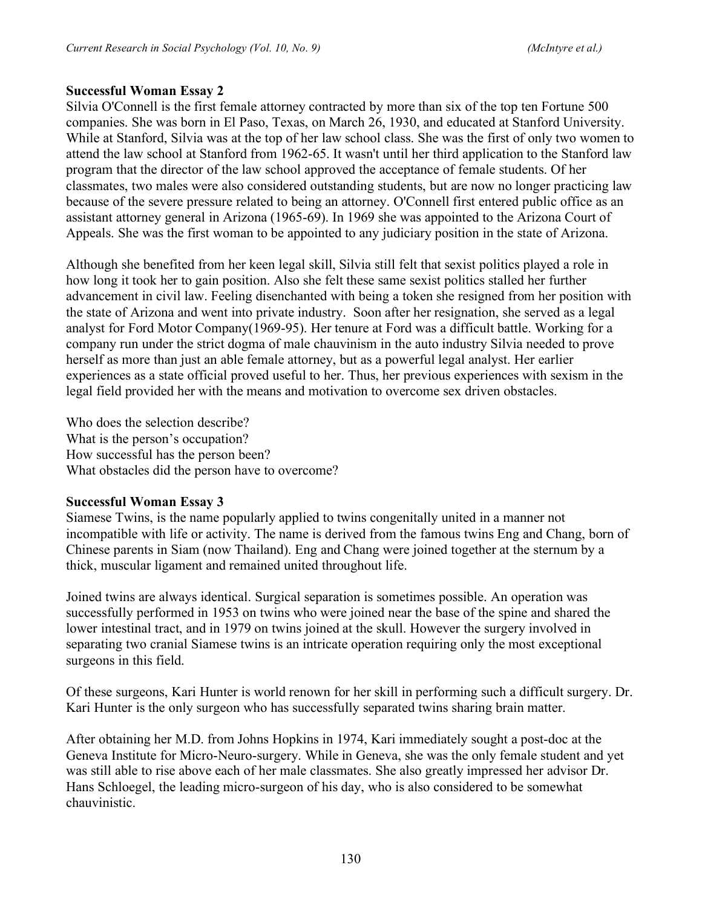**Successful Woman Essay 2**

Silvia O'Connell is the first female attorney contracted by more than six of the top ten Fortune 500 companies. She was born in El Paso, Texas, on March 26, 1930, and educated at Stanford University. While at Stanford, Silvia was at the top of her law school class. She was the first of only two women to attend the law school at Stanford from 1962-65. It wasn't until her third application to the Stanford law program that the director of the law school approved the acceptance of female students. Of her classmates, two males were also considered outstanding students, but are now no longer practicing law because of the severe pressure related to being an attorney. O'Connell first entered public office as an assistant attorney general in Arizona (1965-69). In 1969 she was appointed to the Arizona Court of Appeals. She was the first woman to be appointed to any judiciary position in the state of Arizona.

Although she benefited from her keen legal skill, Silvia still felt that sexist politics played a role in how long it took her to gain position. Also she felt these same sexist politics stalled her further advancement in civil law. Feeling disenchanted with being a token she resigned from her position with the state of Arizona and went into private industry. Soon after her resignation, she served as a legal analyst for Ford Motor Company(1969-95). Her tenure at Ford was a difficult battle. Working for a company run under the strict dogma of male chauvinism in the auto industry Silvia needed to prove herself as more than just an able female attorney, but as a powerful legal analyst. Her earlier experiences as a state official proved useful to her. Thus, her previous experiences with sexism in the legal field provided her with the means and motivation to overcome sex driven obstacles.

Who does the selection describe?
What is the person's occupation?
How successful has the person been?
What obstacles did the person have to overcome?

**Successful Woman Essay 3**

Siamese Twins, is the name popularly applied to twins congenitally united in a manner not incompatible with life or activity. The name is derived from the famous twins Eng and Chang, born of Chinese parents in Siam (now Thailand). Eng and Chang were joined together at the sternum by a thick, muscular ligament and remained united throughout life.

Joined twins are always identical. Surgical separation is sometimes possible. An operation was successfully performed in 1953 on twins who were joined near the base of the spine and shared the lower intestinal tract, and in 1979 on twins joined at the skull. However the surgery involved in separating two cranial Siamese twins is an intricate operation requiring only the most exceptional surgeons in this field.

Of these surgeons, Kari Hunter is world renown for her skill in performing such a difficult surgery. Dr. Kari Hunter is the only surgeon who has successfully separated twins sharing brain matter.

After obtaining her M.D. from Johns Hopkins in 1974, Kari immediately sought a post-doc at the Geneva Institute for Micro-Neuro-surgery. While in Geneva, she was the only female student and yet was still able to rise above each of her male classmates. She also greatly impressed her advisor Dr. Hans Schloegel, the leading micro-surgeon of his day, who is also considered to be somewhat chauvinistic.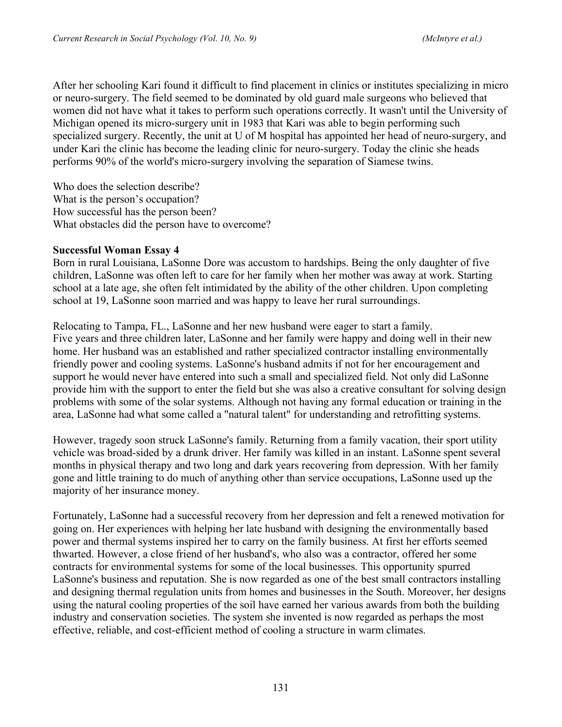After her schooling Kari found it difficult to find placement in clinics or institutes specializing in micro or neuro-surgery. The field seemed to be dominated by old guard male surgeons who believed that women did not have what it takes to perform such operations correctly. It wasn't until the University of Michigan opened its micro-surgery unit in 1983 that Kari was able to begin performing such specialized surgery. Recently, the unit at U of M hospital has appointed her head of neuro-surgery, and under Kari the clinic has become the leading clinic for neuro-surgery. Today the clinic she heads performs 90% of the world's micro-surgery involving the separation of Siamese twins.

Who does the selection describe?
What is the person's occupation?
How successful has the person been?
What obstacles did the person have to overcome?

**Successful Woman Essay 4**
Born in rural Louisiana, LaSonne Dore was accustom to hardships. Being the only daughter of five children, LaSonne was often left to care for her family when her mother was away at work. Starting school at a late age, she often felt intimidated by the ability of the other children. Upon completing school at 19, LaSonne soon married and was happy to leave her rural surroundings.

Relocating to Tampa, FL., LaSonne and her new husband were eager to start a family.
Five years and three children later, LaSonne and her family were happy and doing well in their new home. Her husband was an established and rather specialized contractor installing environmentally friendly power and cooling systems. LaSonne's husband admits if not for her encouragement and support he would never have entered into such a small and specialized field. Not only did LaSonne provide him with the support to enter the field but she was also a creative consultant for solving design problems with some of the solar systems. Although not having any formal education or training in the area, LaSonne had what some called a "natural talent" for understanding and retrofitting systems.

However, tragedy soon struck LaSonne's family. Returning from a family vacation, their sport utility vehicle was broad-sided by a drunk driver. Her family was killed in an instant. LaSonne spent several months in physical therapy and two long and dark years recovering from depression. With her family gone and little training to do much of anything other than service occupations, LaSonne used up the majority of her insurance money.

Fortunately, LaSonne had a successful recovery from her depression and felt a renewed motivation for going on. Her experiences with helping her late husband with designing the environmentally based power and thermal systems inspired her to carry on the family business. At first her efforts seemed thwarted. However, a close friend of her husband's, who also was a contractor, offered her some contracts for environmental systems for some of the local businesses. This opportunity spurred LaSonne's business and reputation. She is now regarded as one of the best small contractors installing and designing thermal regulation units from homes and businesses in the South. Moreover, her designs using the natural cooling properties of the soil have earned her various awards from both the building industry and conservation societies. The system she invented is now regarded as perhaps the most effective, reliable, and cost-efficient method of cooling a structure in warm climates.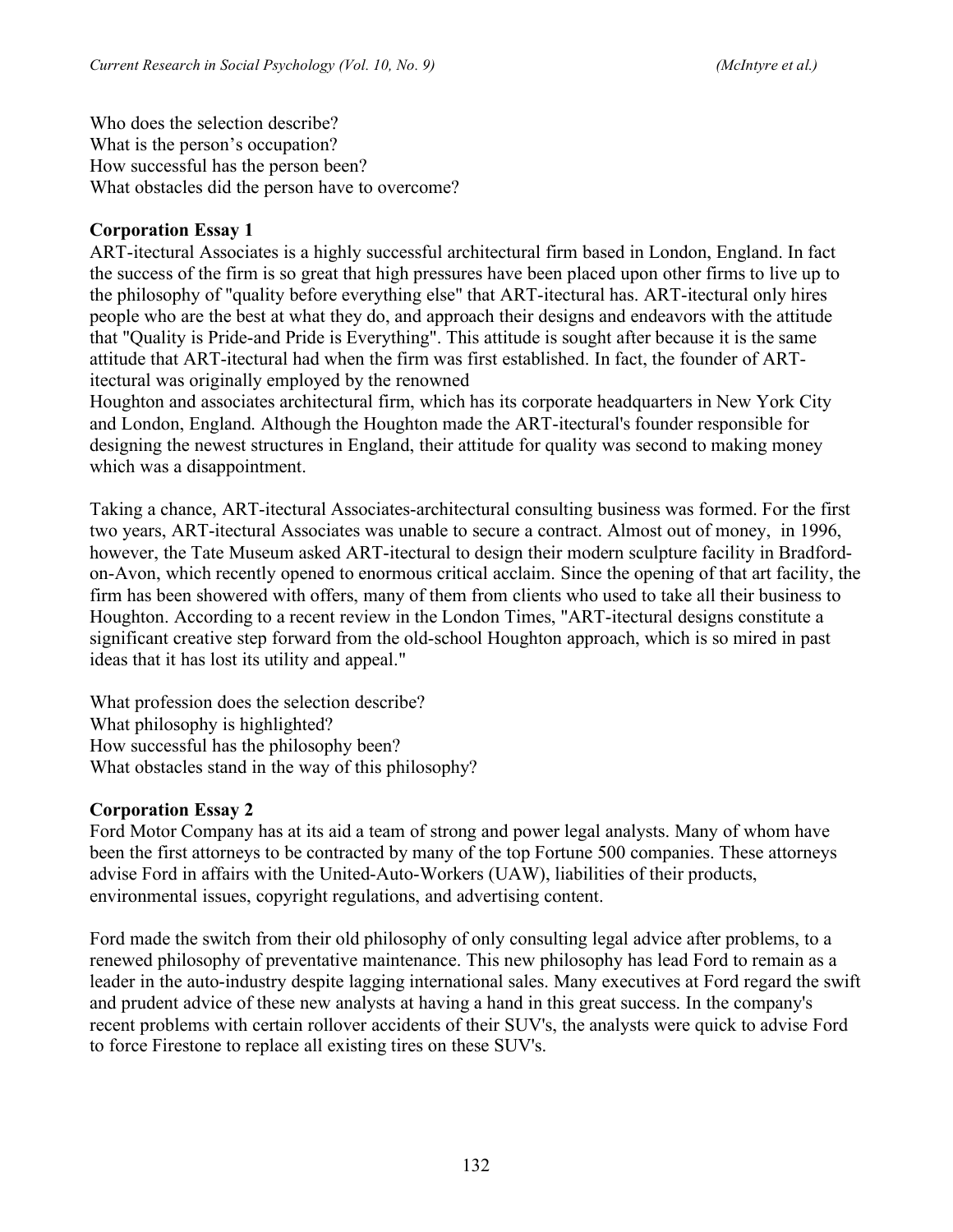Who does the selection describe?
What is the person's occupation?
How successful has the person been?
What obstacles did the person have to overcome?

**Corporation Essay 1**

ART-itectural Associates is a highly successful architectural firm based in London, England. In fact the success of the firm is so great that high pressures have been placed upon other firms to live up to the philosophy of "quality before everything else" that ART-itectural has. ART-itectural only hires people who are the best at what they do, and approach their designs and endeavors with the attitude that "Quality is Pride-and Pride is Everything". This attitude is sought after because it is the same attitude that ART-itectural had when the firm was first established. In fact, the founder of ART-itectural was originally employed by the renowned Houghton and associates architectural firm, which has its corporate headquarters in New York City and London, England. Although the Houghton made the ART-itectural's founder responsible for designing the newest structures in England, their attitude for quality was second to making money which was a disappointment.

Taking a chance, ART-itectural Associates-architectural consulting business was formed. For the first two years, ART-itectural Associates was unable to secure a contract. Almost out of money, in 1996, however, the Tate Museum asked ART-itectural to design their modern sculpture facility in Bradford-on-Avon, which recently opened to enormous critical acclaim. Since the opening of that art facility, the firm has been showered with offers, many of them from clients who used to take all their business to Houghton. According to a recent review in the London Times, "ART-itectural designs constitute a significant creative step forward from the old-school Houghton approach, which is so mired in past ideas that it has lost its utility and appeal."

What profession does the selection describe?
What philosophy is highlighted?
How successful has the philosophy been?
What obstacles stand in the way of this philosophy?

**Corporation Essay 2**

Ford Motor Company has at its aid a team of strong and power legal analysts. Many of whom have been the first attorneys to be contracted by many of the top Fortune 500 companies. These attorneys advise Ford in affairs with the United-Auto-Workers (UAW), liabilities of their products, environmental issues, copyright regulations, and advertising content.

Ford made the switch from their old philosophy of only consulting legal advice after problems, to a renewed philosophy of preventative maintenance. This new philosophy has lead Ford to remain as a leader in the auto-industry despite lagging international sales. Many executives at Ford regard the swift and prudent advice of these new analysts at having a hand in this great success. In the company's recent problems with certain rollover accidents of their SUV's, the analysts were quick to advise Ford to force Firestone to replace all existing tires on these SUV's.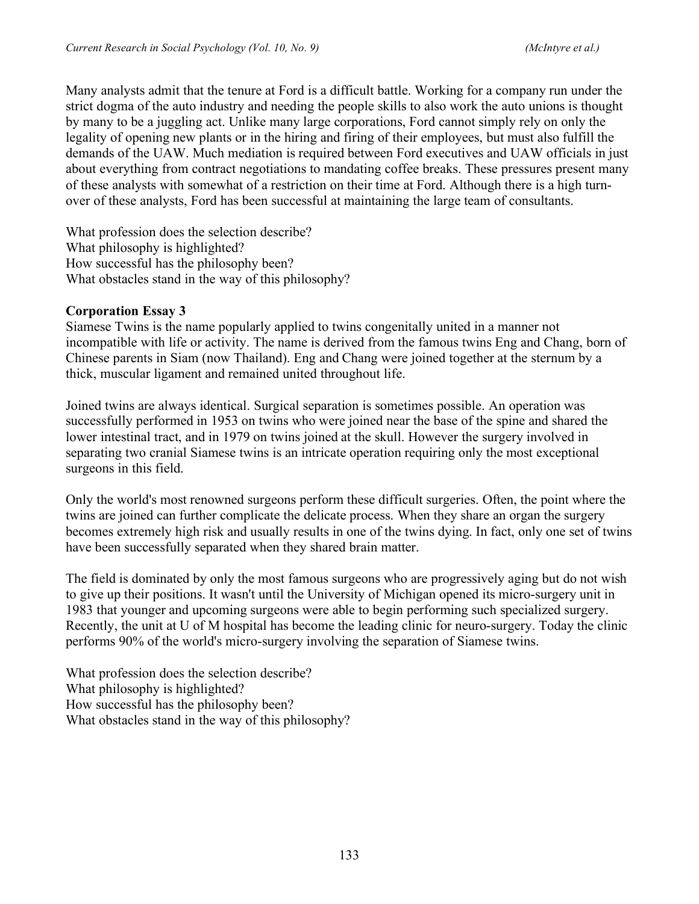Many analysts admit that the tenure at Ford is a difficult battle. Working for a company run under the strict dogma of the auto industry and needing the people skills to also work the auto unions is thought by many to be a juggling act. Unlike many large corporations, Ford cannot simply rely on only the legality of opening new plants or in the hiring and firing of their employees, but must also fulfill the demands of the UAW. Much mediation is required between Ford executives and UAW officials in just about everything from contract negotiations to mandating coffee breaks. These pressures present many of these analysts with somewhat of a restriction on their time at Ford. Although there is a high turnover of these analysts, Ford has been successful at maintaining the large team of consultants.

What profession does the selection describe?
What philosophy is highlighted?
How successful has the philosophy been?
What obstacles stand in the way of this philosophy?

**Corporation Essay 3**

Siamese Twins is the name popularly applied to twins congenitally united in a manner not incompatible with life or activity. The name is derived from the famous twins Eng and Chang, born of Chinese parents in Siam (now Thailand). Eng and Chang were joined together at the sternum by a thick, muscular ligament and remained united throughout life.

Joined twins are always identical. Surgical separation is sometimes possible. An operation was successfully performed in 1953 on twins who were joined near the base of the spine and shared the lower intestinal tract, and in 1979 on twins joined at the skull. However the surgery involved in separating two cranial Siamese twins is an intricate operation requiring only the most exceptional surgeons in this field.

Only the world's most renowned surgeons perform these difficult surgeries. Often, the point where the twins are joined can further complicate the delicate process. When they share an organ the surgery becomes extremely high risk and usually results in one of the twins dying. In fact, only one set of twins have been successfully separated when they shared brain matter.

The field is dominated by only the most famous surgeons who are progressively aging but do not wish to give up their positions. It wasn't until the University of Michigan opened its micro-surgery unit in 1983 that younger and upcoming surgeons were able to begin performing such specialized surgery. Recently, the unit at U of M hospital has become the leading clinic for neuro-surgery. Today the clinic performs 90% of the world's micro-surgery involving the separation of Siamese twins.

What profession does the selection describe?
What philosophy is highlighted?
How successful has the philosophy been?
What obstacles stand in the way of this philosophy?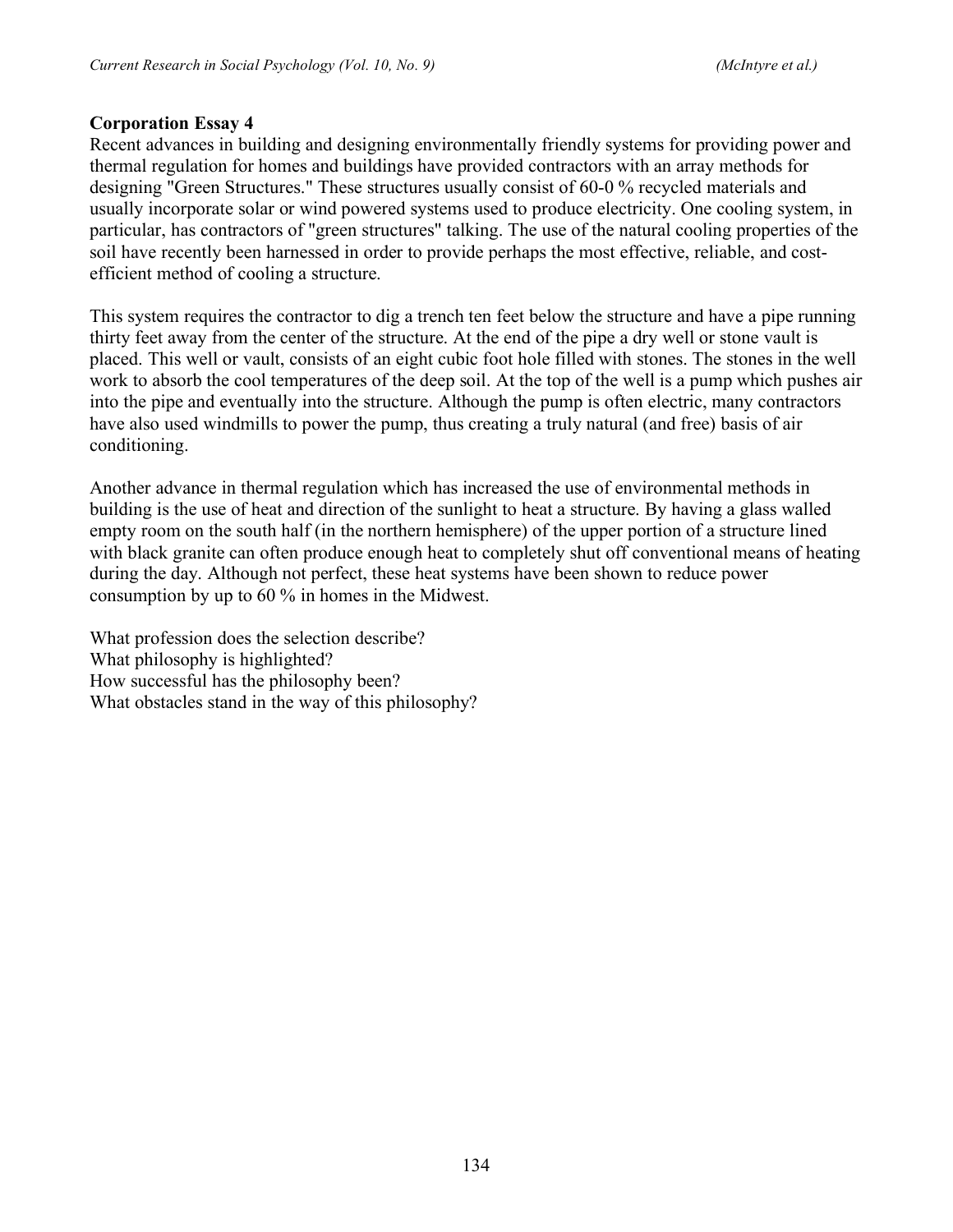**Corporation Essay 4**

Recent advances in building and designing environmentally friendly systems for providing power and thermal regulation for homes and buildings have provided contractors with an array methods for designing "Green Structures." These structures usually consist of 60-0 % recycled materials and usually incorporate solar or wind powered systems used to produce electricity. One cooling system, in particular, has contractors of "green structures" talking. The use of the natural cooling properties of the soil have recently been harnessed in order to provide perhaps the most effective, reliable, and cost-efficient method of cooling a structure.

This system requires the contractor to dig a trench ten feet below the structure and have a pipe running thirty feet away from the center of the structure. At the end of the pipe a dry well or stone vault is placed. This well or vault, consists of an eight cubic foot hole filled with stones. The stones in the well work to absorb the cool temperatures of the deep soil. At the top of the well is a pump which pushes air into the pipe and eventually into the structure. Although the pump is often electric, many contractors have also used windmills to power the pump, thus creating a truly natural (and free) basis of air conditioning.

Another advance in thermal regulation which has increased the use of environmental methods in building is the use of heat and direction of the sunlight to heat a structure. By having a glass walled empty room on the south half (in the northern hemisphere) of the upper portion of a structure lined with black granite can often produce enough heat to completely shut off conventional means of heating during the day. Although not perfect, these heat systems have been shown to reduce power consumption by up to 60 % in homes in the Midwest.

What profession does the selection describe?
What philosophy is highlighted?
How successful has the philosophy been?
What obstacles stand in the way of this philosophy?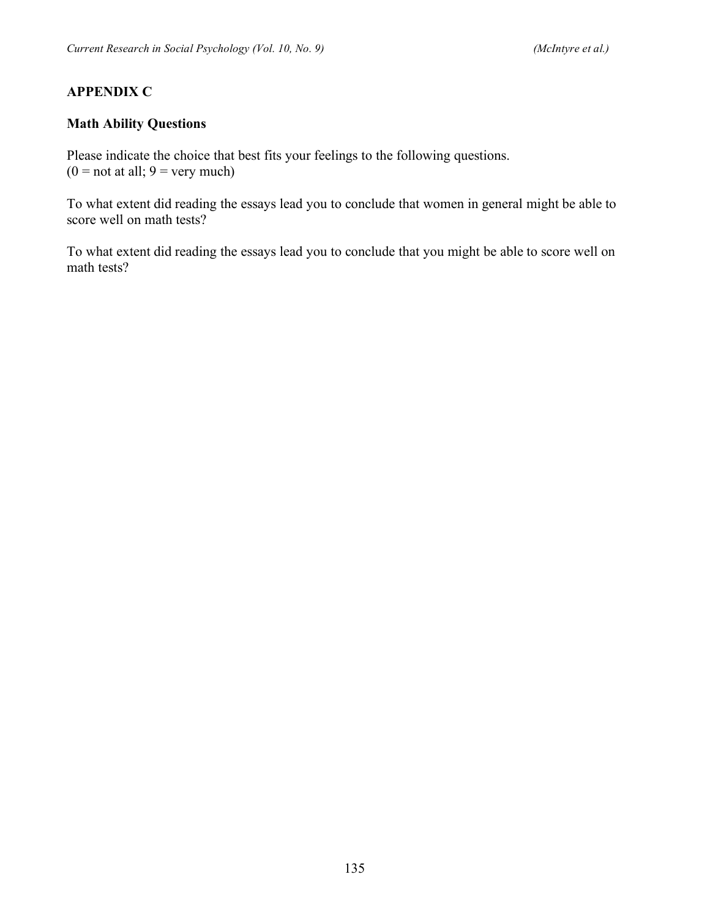## APPENDIX C

### Math Ability Questions

Please indicate the choice that best fits your feelings to the following questions.
(0 = not at all; 9 = very much)

To what extent did reading the essays lead you to conclude that women in general might be able to score well on math tests?

To what extent did reading the essays lead you to conclude that you might be able to score well on math tests?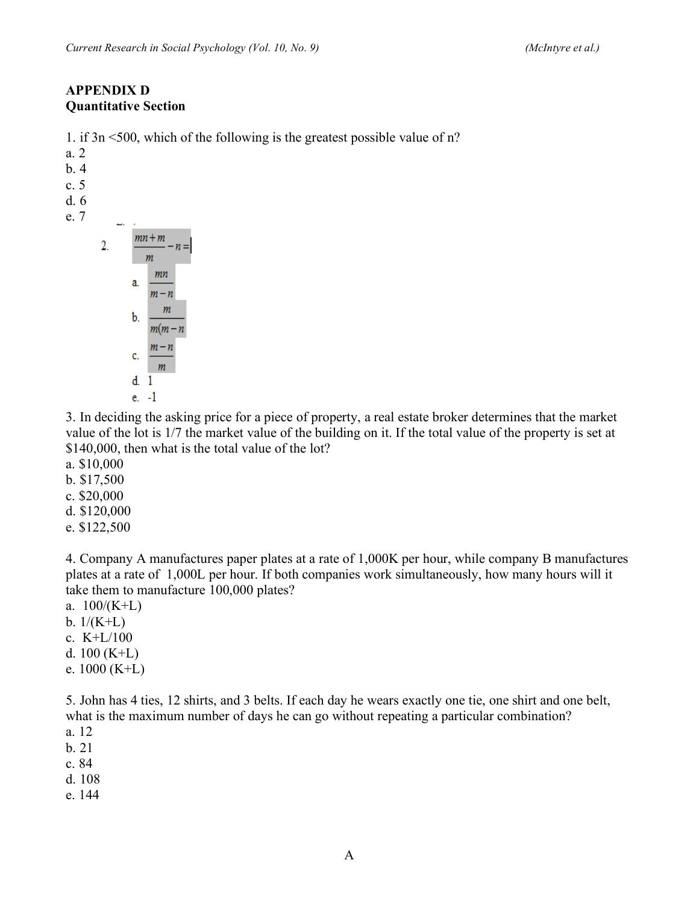**APPENDIX D**
**Quantitative Section**

1. if 3n <500, which of the following is the greatest possible value of n?
a. 2
b. 4
c. 5
d. 6
e. 7

2. $\frac{mn+m}{m} - n =$

a. $\frac{mn}{m-n}$

b. $\frac{m}{m(m-n}$

c. $\frac{m-n}{m}$

d. 1

e. -1

3. In deciding the asking price for a piece of property, a real estate broker determines that the market value of the lot is 1/7 the market value of the building on it. If the total value of the property is set at $140,000, then what is the total value of the lot?
a. $10,000
b. $17,500
c. $20,000
d. $120,000
e. $122,500

4. Company A manufactures paper plates at a rate of 1,000K per hour, while company B manufactures plates at a rate of 1,000L per hour. If both companies work simultaneously, how many hours will it take them to manufacture 100,000 plates?
a. 100/(K+L)
b. 1/(K+L)
c. K+L/100
d. 100 (K+L)
e. 1000 (K+L)

5. John has 4 ties, 12 shirts, and 3 belts. If each day he wears exactly one tie, one shirt and one belt, what is the maximum number of days he can go without repeating a particular combination?
a. 12
b. 21
c. 84
d. 108
e. 144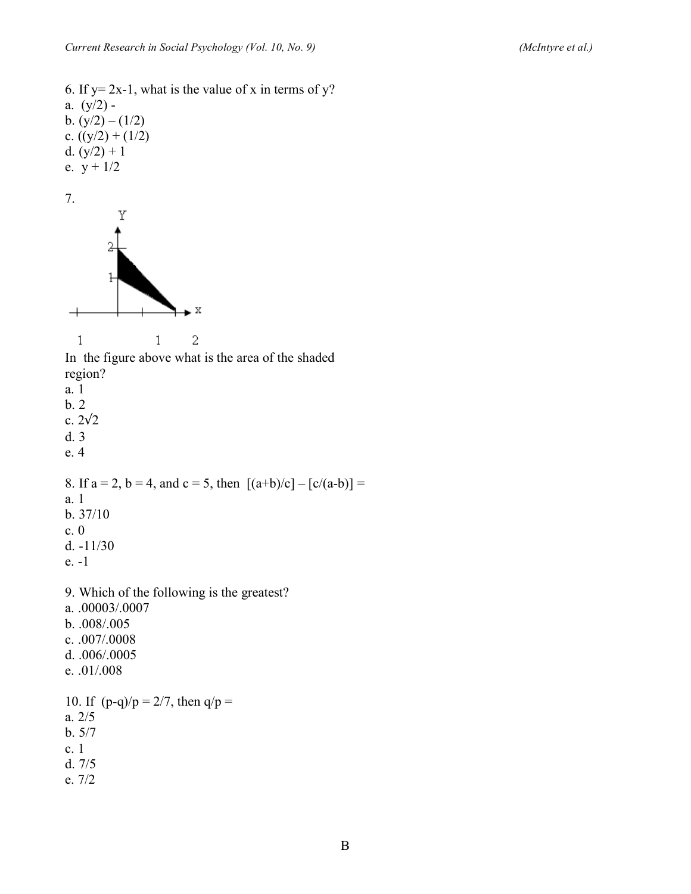6. If y= 2x-1, what is the value of x in terms of y?

a. (y/2) -
b. (y/2) – (1/2)
c. ((y/2) + (1/2)
d. (y/2) + 1
e. y + 1/2

7.

1 1 2

In the figure above what is the area of the shaded region?

a. 1
b. 2
c. 2√2
d. 3
e. 4

8. If a = 2, b = 4, and c = 5, then [(a+b)/c] – [c/(a-b)] =

a. 1
b. 37/10
c. 0
d. -11/30
e. -1

9. Which of the following is the greatest?

a. .00003/.0007
b. .008/.005
c. .007/.0008
d. .006/.0005
e. .01/.008

10. If (p-q)/p = 2/7, then q/p =

a. 2/5
b. 5/7
c. 1
d. 7/5
e. 7/2

B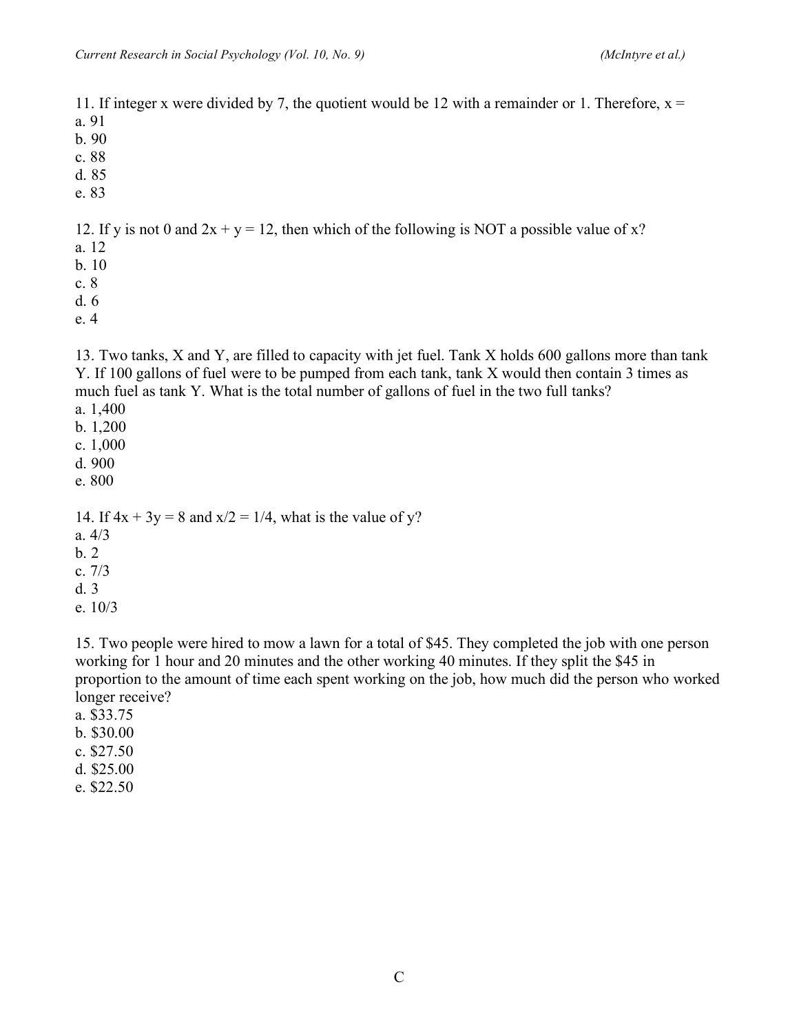11. If integer x were divided by 7, the quotient would be 12 with a remainder or 1. Therefore, $x =$

a. 91
b. 90
c. 88
d. 85
e. 83

12. If y is not 0 and $2x + y = 12$, then which of the following is NOT a possible value of x?

a. 12
b. 10
c. 8
d. 6
e. 4

13. Two tanks, X and Y, are filled to capacity with jet fuel. Tank X holds 600 gallons more than tank Y. If 100 gallons of fuel were to be pumped from each tank, tank X would then contain 3 times as much fuel as tank Y. What is the total number of gallons of fuel in the two full tanks?

a. 1,400
b. 1,200
c. 1,000
d. 900
e. 800

14. If $4x + 3y = 8$ and $x/2 = 1/4$, what is the value of y?

a. 4/3
b. 2
c. 7/3
d. 3
e. 10/3

15. Two people were hired to mow a lawn for a total of $45. They completed the job with one person working for 1 hour and 20 minutes and the other working 40 minutes. If they split the $45 in proportion to the amount of time each spent working on the job, how much did the person who worked longer receive?

a. $33.75
b. $30.00
c. $27.50
d. $25.00
e. $22.50

C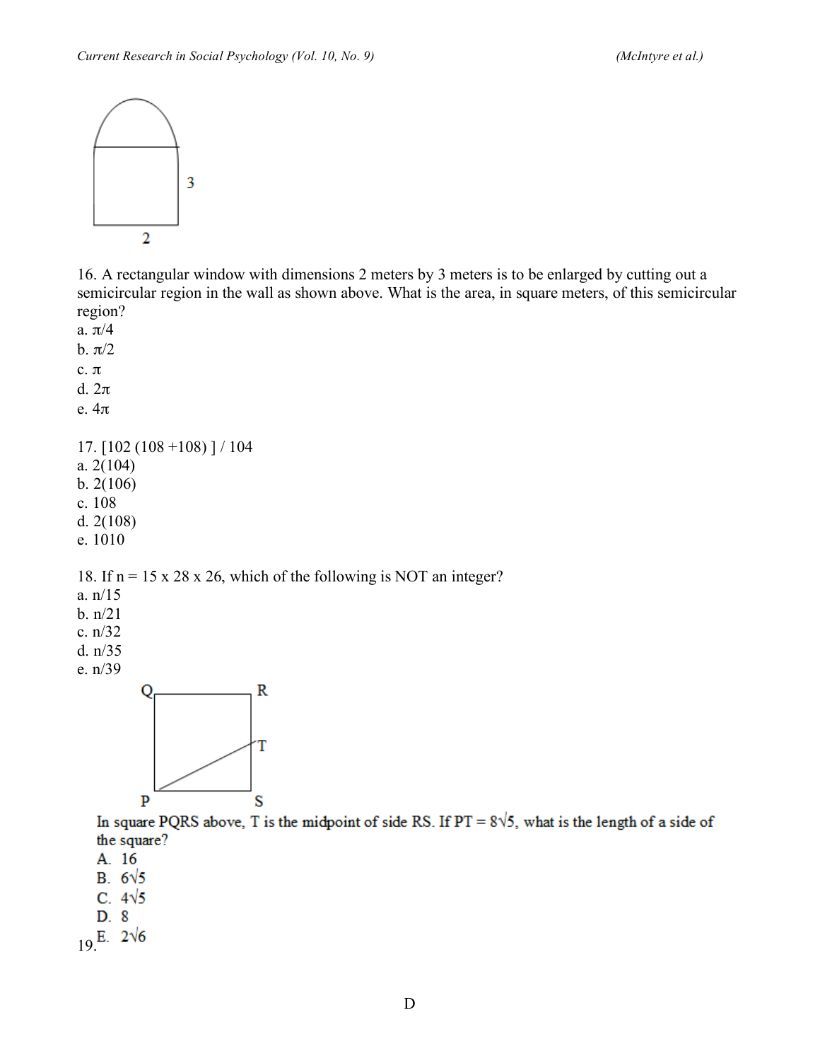16. A rectangular window with dimensions 2 meters by 3 meters is to be enlarged by cutting out a semicircular region in the wall as shown above. What is the area, in square meters, of this semicircular region?

a. $\pi/4$
b. $\pi/2$
c. $\pi$
d. $2\pi$
e. $4\pi$

17. [102 (108 +108) ] / 104

a. 2(104)
b. 2(106)
c. 108
d. 2(108)
e. 1010

18. If n = 15 x 28 x 26, which of the following is NOT an integer?

a. n/15
b. n/21
c. n/32
d. n/35
e. n/39

19. In square PQRS above, T is the midpoint of side RS. If PT = $8\sqrt{5}$, what is the length of a side of the square?

A. 16
B. $6\sqrt{5}$
C. $4\sqrt{5}$
D. 8
E. $2\sqrt{6}$

D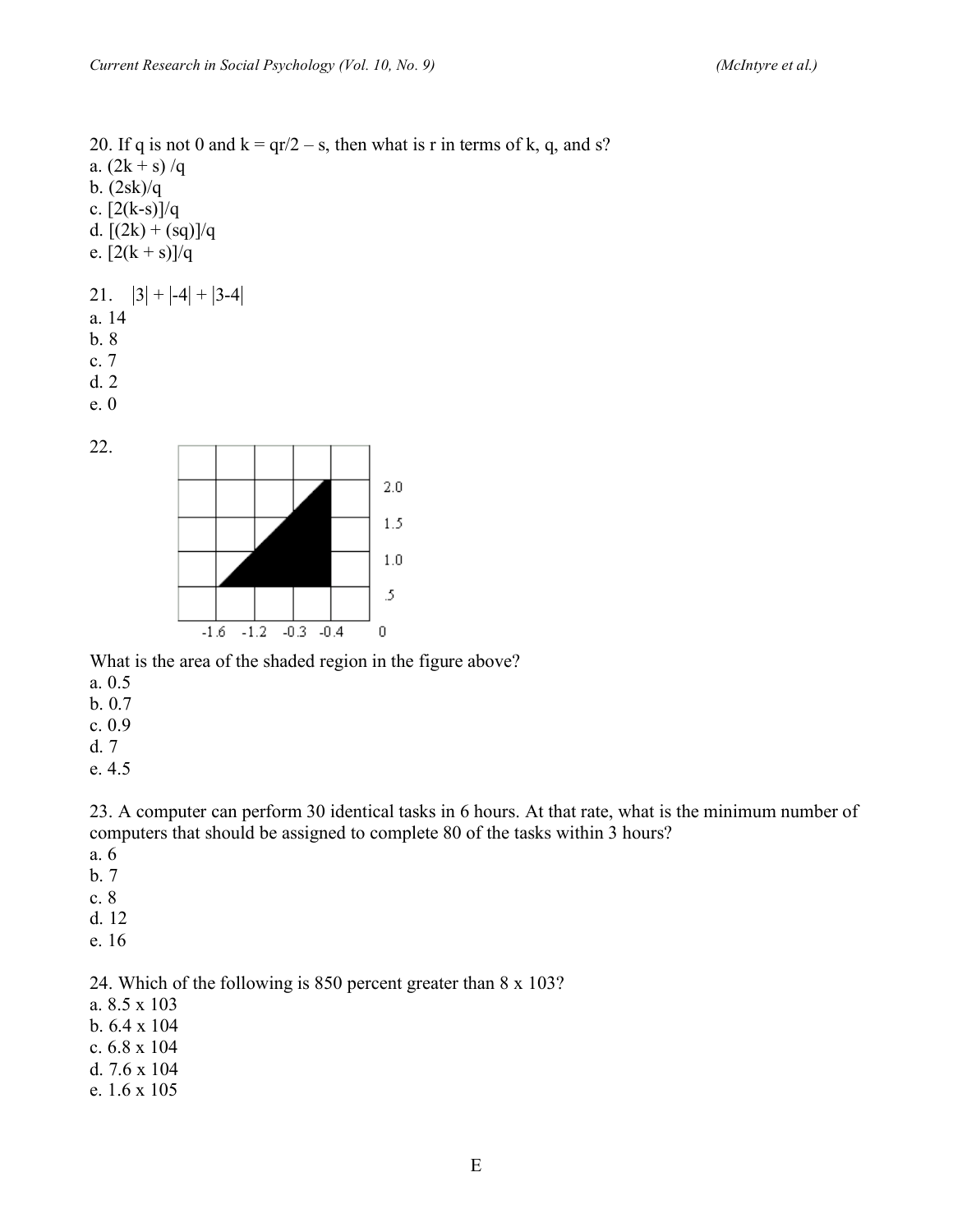20. If q is not 0 and k = qr/2 – s, then what is r in terms of k, q, and s?

a. (2k + s) /q
b. (2sk)/q
c. [2(k-s)]/q
d. [(2k) + (sq)]/q
e. [2(k + s)]/q

21. |3| + |-4| + |3-4|

a. 14
b. 8
c. 7
d. 2
e. 0

22.

What is the area of the shaded region in the figure above?

a. 0.5
b. 0.7
c. 0.9
d. 7
e. 4.5

23. A computer can perform 30 identical tasks in 6 hours. At that rate, what is the minimum number of computers that should be assigned to complete 80 of the tasks within 3 hours?

a. 6
b. 7
c. 8
d. 12
e. 16

24. Which of the following is 850 percent greater than 8 x 103?

a. 8.5 x 103
b. 6.4 x 104
c. 6.8 x 104
d. 7.6 x 104
e. 1.6 x 105

E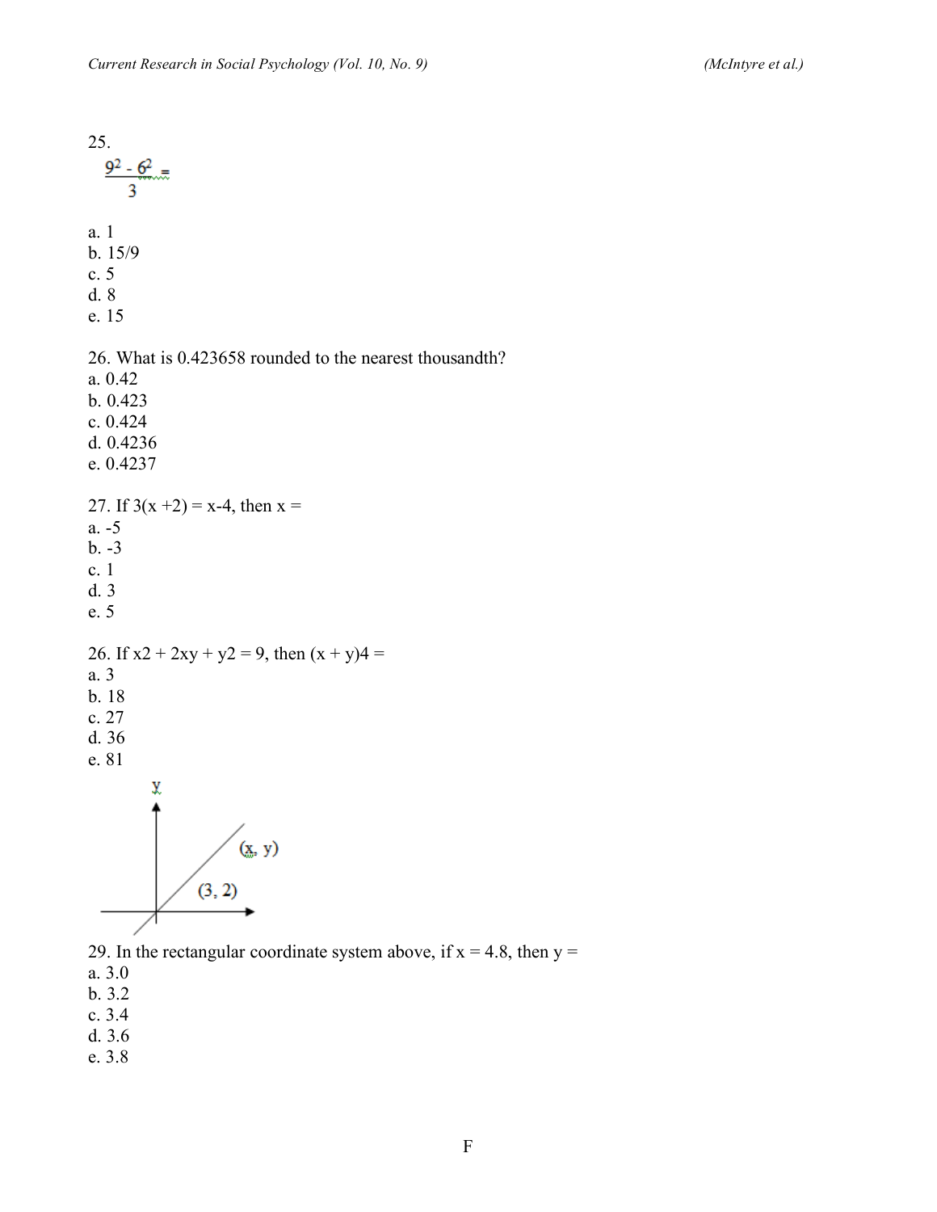25.

$$\frac{9^2 - 6^2}{3} =$$

a. 1
b. 15/9
c. 5
d. 8
e. 15

26. What is 0.423658 rounded to the nearest thousandth?
a. 0.42
b. 0.423
c. 0.424
d. 0.4236
e. 0.4237

27. If 3(x +2) = x-4, then x =
a. -5
b. -3
c. 1
d. 3
e. 5

26. If x2 + 2xy + y2 = 9, then (x + y)4 =
a. 3
b. 18
c. 27
d. 36
e. 81

29. In the rectangular coordinate system above, if x = 4.8, then y =
a. 3.0
b. 3.2
c. 3.4
d. 3.6
e. 3.8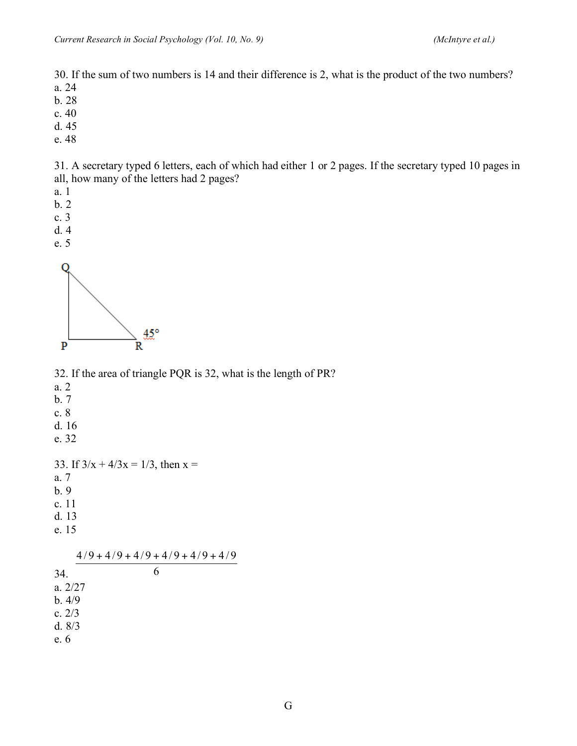30. If the sum of two numbers is 14 and their difference is 2, what is the product of the two numbers?
a. 24
b. 28
c. 40
d. 45
e. 48

31. A secretary typed 6 letters, each of which had either 1 or 2 pages. If the secretary typed 10 pages in all, how many of the letters had 2 pages?
a. 1
b. 2
c. 3
d. 4
e. 5

32. If the area of triangle PQR is 32, what is the length of PR?
a. 2
b. 7
c. 8
d. 16
e. 32

33. If 3/x + 4/3x = 1/3, then x =
a. 7
b. 9
c. 11
d. 13
e. 15

34. $\dfrac{4/9 + 4/9 + 4/9 + 4/9 + 4/9 + 4/9}{6}$
a. 2/27
b. 4/9
c. 2/3
d. 8/3
e. 6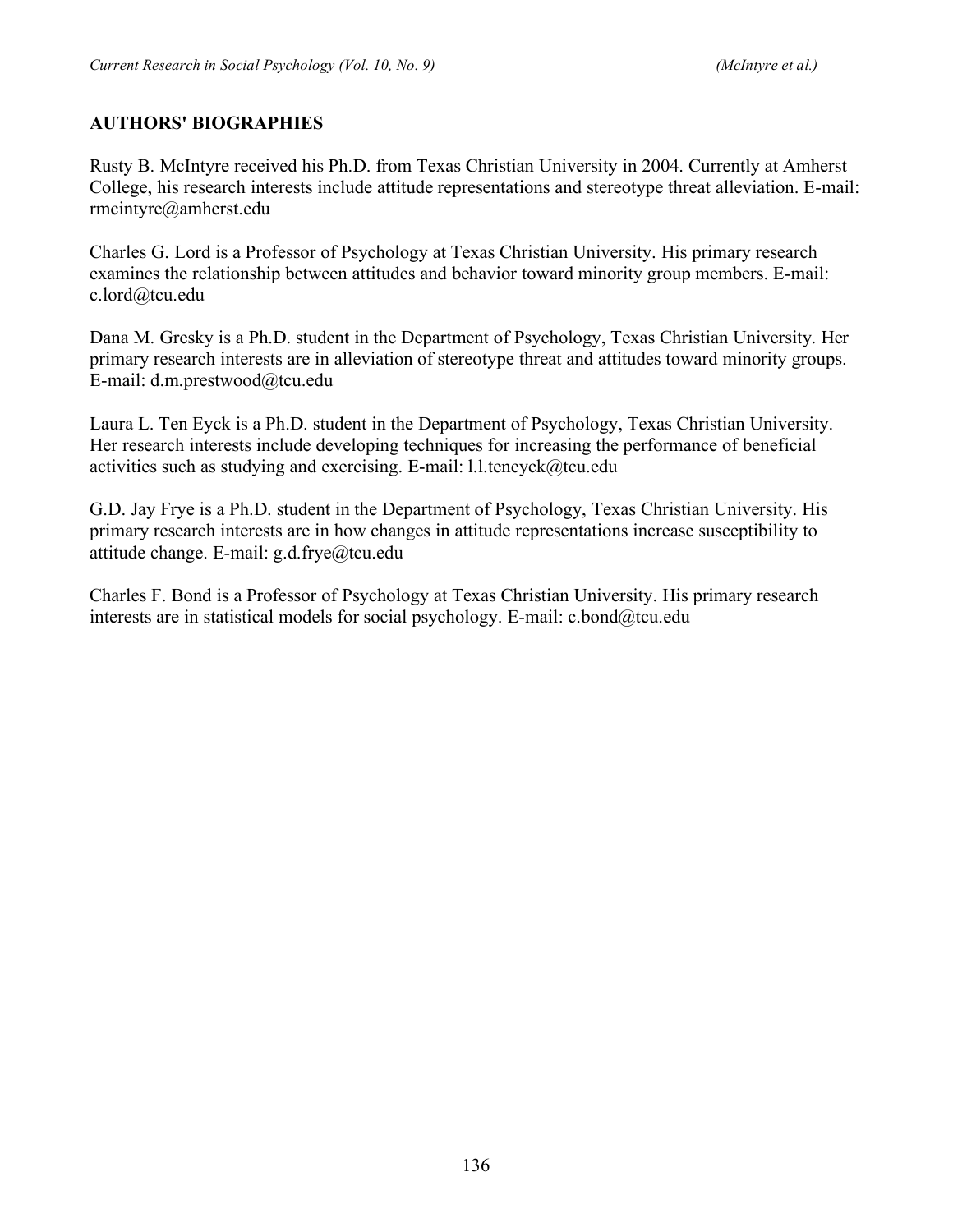**AUTHORS' BIOGRAPHIES**

Rusty B. McIntyre received his Ph.D. from Texas Christian University in 2004. Currently at Amherst College, his research interests include attitude representations and stereotype threat alleviation. E-mail: rmcintyre@amherst.edu

Charles G. Lord is a Professor of Psychology at Texas Christian University. His primary research examines the relationship between attitudes and behavior toward minority group members. E-mail: c.lord@tcu.edu

Dana M. Gresky is a Ph.D. student in the Department of Psychology, Texas Christian University. Her primary research interests are in alleviation of stereotype threat and attitudes toward minority groups. E-mail: d.m.prestwood@tcu.edu

Laura L. Ten Eyck is a Ph.D. student in the Department of Psychology, Texas Christian University. Her research interests include developing techniques for increasing the performance of beneficial activities such as studying and exercising. E-mail: l.l.teneyck@tcu.edu

G.D. Jay Frye is a Ph.D. student in the Department of Psychology, Texas Christian University. His primary research interests are in how changes in attitude representations increase susceptibility to attitude change. E-mail: g.d.frye@tcu.edu

Charles F. Bond is a Professor of Psychology at Texas Christian University. His primary research interests are in statistical models for social psychology. E-mail: c.bond@tcu.edu